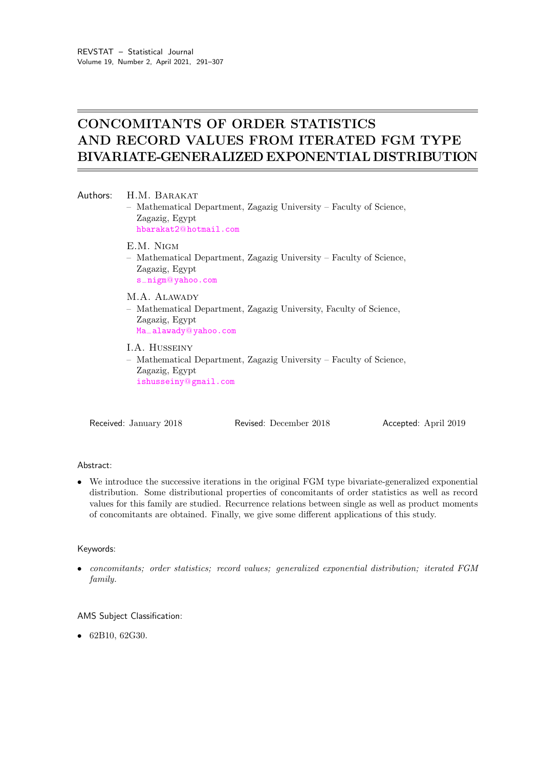# CONCOMITANTS OF ORDER STATISTICS AND RECORD VALUES FROM ITERATED FGM TYPE BIVARIATE-GENERALIZED EXPONENTIAL DISTRIBUTION

Authors: H.M. Barakat
– Mathematical Department, Zagazig University – Faculty of Science, Zagazig, Egypt
hbarakat2@hotmail.com

E.M. Nigm
– Mathematical Department, Zagazig University – Faculty of Science, Zagazig, Egypt
s_nigm@yahoo.com

M.A. Alawady
– Mathematical Department, Zagazig University, Faculty of Science, Zagazig, Egypt
Ma_alawady@yahoo.com

I.A. Husseiny
– Mathematical Department, Zagazig University – Faculty of Science, Zagazig, Egypt
ishusseiny@gmail.com

Received: January 2018 | Revised: December 2018 | Accepted: April 2019

Abstract:

- We introduce the successive iterations in the original FGM type bivariate-generalized exponential distribution. Some distributional properties of concomitants of order statistics as well as record values for this family are studied. Recurrence relations between single as well as product moments of concomitants are obtained. Finally, we give some different applications of this study.

Keywords:

- *concomitants; order statistics; record values; generalized exponential distribution; iterated FGM family.*

AMS Subject Classification:

- 62B10, 62G30.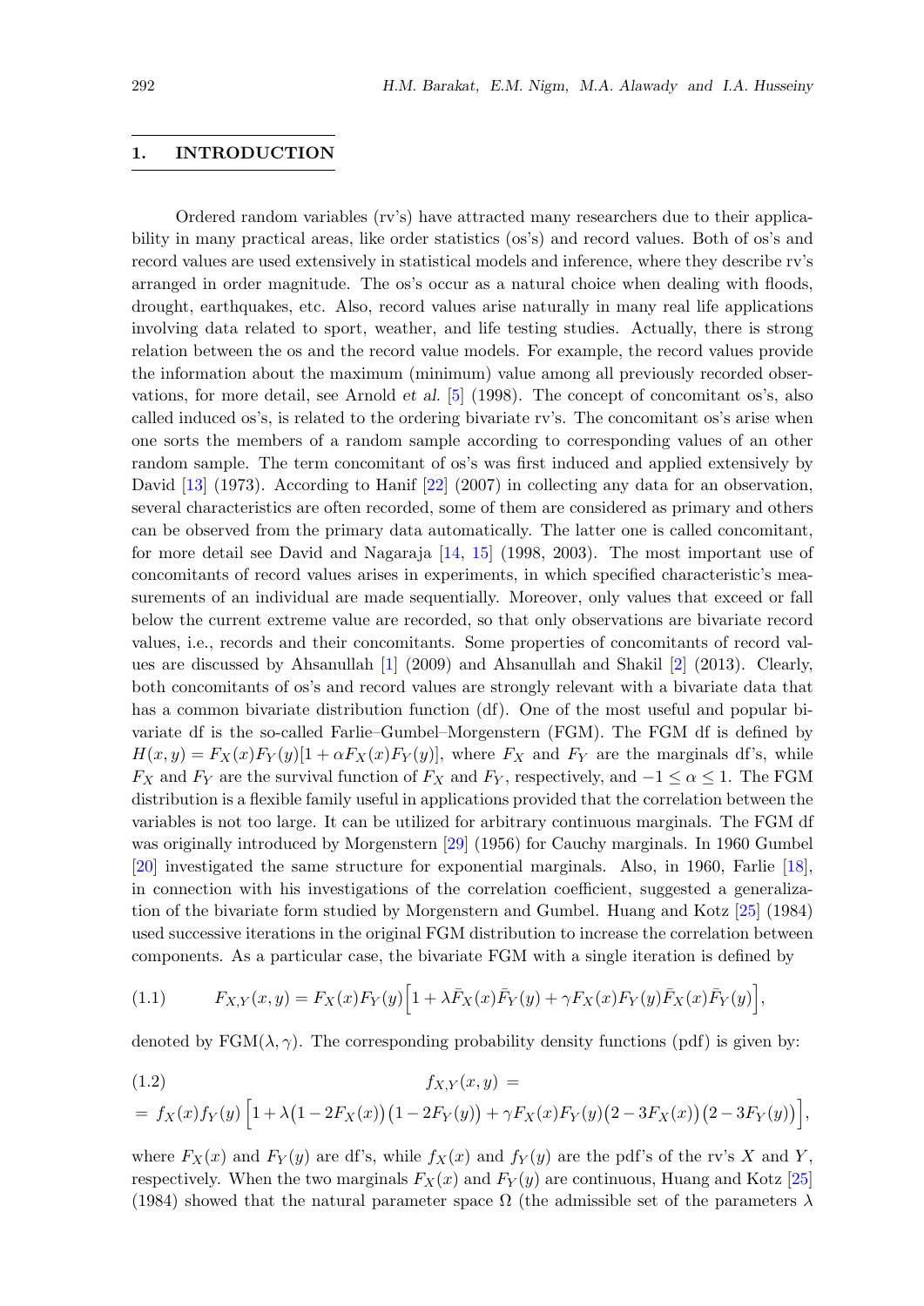## 1. INTRODUCTION

Ordered random variables (rv's) have attracted many researchers due to their applicability in many practical areas, like order statistics (os's) and record values. Both of os's and record values are used extensively in statistical models and inference, where they describe rv's arranged in order magnitude. The os's occur as a natural choice when dealing with floods, drought, earthquakes, etc. Also, record values arise naturally in many real life applications involving data related to sport, weather, and life testing studies. Actually, there is strong relation between the os and the record value models. For example, the record values provide the information about the maximum (minimum) value among all previously recorded observations, for more detail, see Arnold *et al.* [5] (1998). The concept of concomitant os's, also called induced os's, is related to the ordering bivariate rv's. The concomitant os's arise when one sorts the members of a random sample according to corresponding values of an other random sample. The term concomitant of os's was first induced and applied extensively by David [13] (1973). According to Hanif [22] (2007) in collecting any data for an observation, several characteristics are often recorded, some of them are considered as primary and others can be observed from the primary data automatically. The latter one is called concomitant, for more detail see David and Nagaraja [14, 15] (1998, 2003). The most important use of concomitants of record values arises in experiments, in which specified characteristic's measurements of an individual are made sequentially. Moreover, only values that exceed or fall below the current extreme value are recorded, so that only observations are bivariate record values, i.e., records and their concomitants. Some properties of concomitants of record values are discussed by Ahsanullah [1] (2009) and Ahsanullah and Shakil [2] (2013). Clearly, both concomitants of os's and record values are strongly relevant with a bivariate data that has a common bivariate distribution function (df). One of the most useful and popular bivariate df is the so-called Farlie–Gumbel–Morgenstern (FGM). The FGM df is defined by $H(x,y) = F_X(x)F_Y(y)[1 + \alpha F_X(x)F_Y(y)]$, where $F_X$ and $F_Y$ are the marginals df's, while $F_X$ and $F_Y$ are the survival function of $F_X$ and $F_Y$, respectively, and $-1 \le \alpha \le 1$. The FGM distribution is a flexible family useful in applications provided that the correlation between the variables is not too large. It can be utilized for arbitrary continuous marginals. The FGM df was originally introduced by Morgenstern [29] (1956) for Cauchy marginals. In 1960 Gumbel [20] investigated the same structure for exponential marginals. Also, in 1960, Farlie [18], in connection with his investigations of the correlation coefficient, suggested a generalization of the bivariate form studied by Morgenstern and Gumbel. Huang and Kotz [25] (1984) used successive iterations in the original FGM distribution to increase the correlation between components. As a particular case, the bivariate FGM with a single iteration is defined by

$$F_{X,Y}(x,y) = F_X(x)F_Y(y)\Big[1 + \lambda\bar{F}_X(x)\bar{F}_Y(y) + \gamma F_X(x)F_Y(y)\bar{F}_X(x)\bar{F}_Y(y)\Big], \tag{1.1}$$

denoted by FGM$(\lambda,\gamma)$. The corresponding probability density functions (pdf) is given by:

$$\begin{aligned} f_{X,Y}(x,y) &= \\ &= f_X(x)f_Y(y)\Big[1 + \lambda\big(1-2F_X(x)\big)\big(1-2F_Y(y)\big) + \gamma F_X(x)F_Y(y)\big(2-3F_X(x)\big)\big(2-3F_Y(y)\big)\Big], \end{aligned} \tag{1.2}$$

where $F_X(x)$ and $F_Y(y)$ are df's, while $f_X(x)$ and $f_Y(y)$ are the pdf's of the rv's $X$ and $Y$, respectively. When the two marginals $F_X(x)$ and $F_Y(y)$ are continuous, Huang and Kotz [25] (1984) showed that the natural parameter space $\Omega$ (the admissible set of the parameters $\lambda$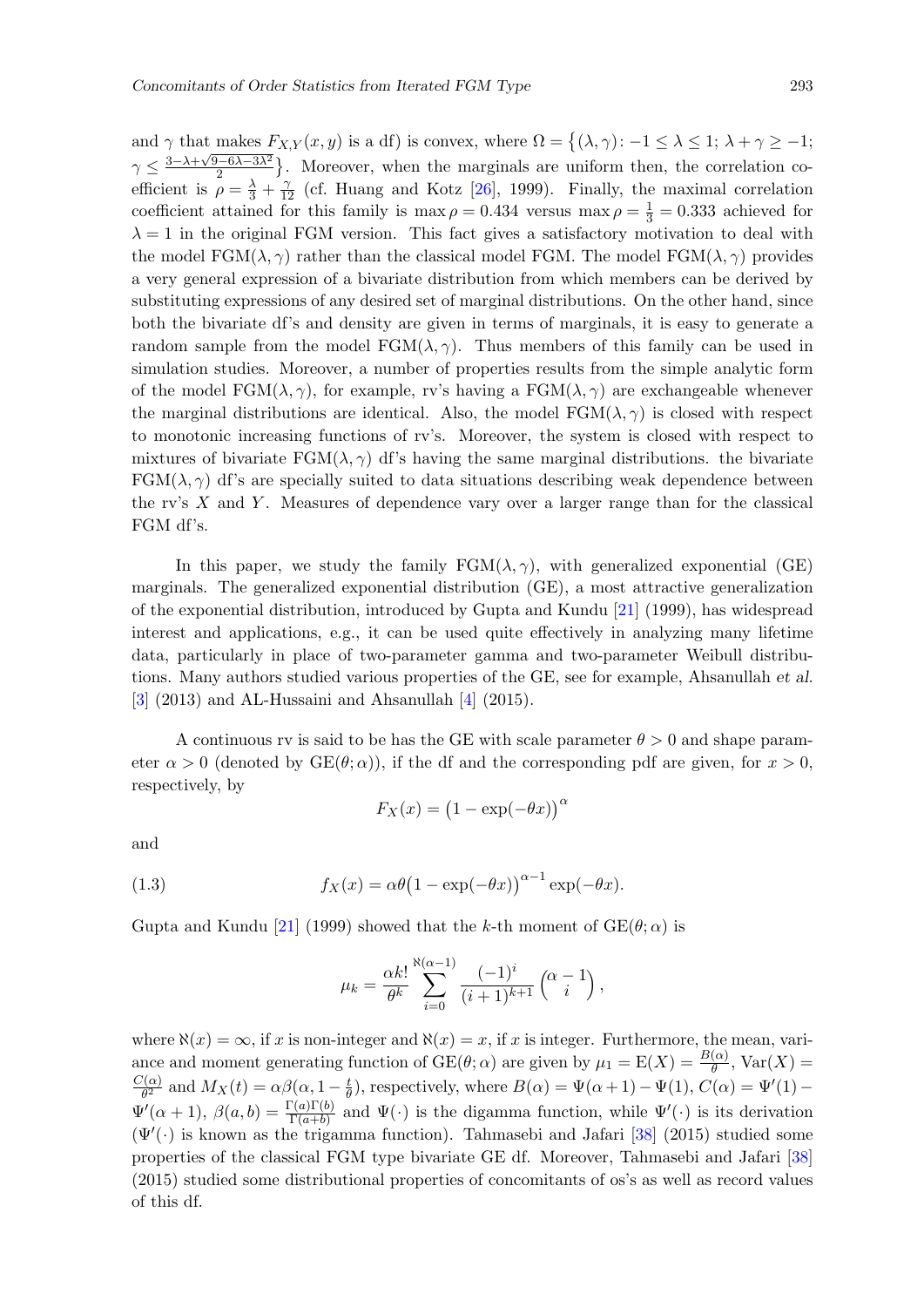and $\gamma$ that makes $F_{X,Y}(x,y)$ is a df) is convex, where $\Omega = \{(\lambda,\gamma)\colon -1 \le \lambda \le 1;\ \lambda+\gamma \ge -1;\ \gamma \le \frac{3-\lambda+\sqrt{9-6\lambda-3\lambda^2}}{2}\}$. Moreover, when the marginals are uniform then, the correlation coefficient is $\rho = \frac{\lambda}{3} + \frac{\gamma}{12}$ (cf. Huang and Kotz [26], 1999). Finally, the maximal correlation coefficient attained for this family is $\max\rho = 0.434$ versus $\max\rho = \frac{1}{3} = 0.333$ achieved for $\lambda = 1$ in the original FGM version. This fact gives a satisfactory motivation to deal with the model FGM$(\lambda,\gamma)$ rather than the classical model FGM. The model FGM$(\lambda,\gamma)$ provides a very general expression of a bivariate distribution from which members can be derived by substituting expressions of any desired set of marginal distributions. On the other hand, since both the bivariate df's and density are given in terms of marginals, it is easy to generate a random sample from the model FGM$(\lambda,\gamma)$. Thus members of this family can be used in simulation studies. Moreover, a number of properties results from the simple analytic form of the model FGM$(\lambda,\gamma)$, for example, rv's having a FGM$(\lambda,\gamma)$ are exchangeable whenever the marginal distributions are identical. Also, the model FGM$(\lambda,\gamma)$ is closed with respect to monotonic increasing functions of rv's. Moreover, the system is closed with respect to mixtures of bivariate FGM$(\lambda,\gamma)$ df's having the same marginal distributions. the bivariate FGM$(\lambda,\gamma)$ df's are specially suited to data situations describing weak dependence between the rv's $X$ and $Y$. Measures of dependence vary over a larger range than for the classical FGM df's.

In this paper, we study the family FGM$(\lambda,\gamma)$, with generalized exponential (GE) marginals. The generalized exponential distribution (GE), a most attractive generalization of the exponential distribution, introduced by Gupta and Kundu [21] (1999), has widespread interest and applications, e.g., it can be used quite effectively in analyzing many lifetime data, particularly in place of two-parameter gamma and two-parameter Weibull distributions. Many authors studied various properties of the GE, see for example, Ahsanullah *et al.* [3] (2013) and AL-Hussaini and Ahsanullah [4] (2015).

A continuous rv is said to be has the GE with scale parameter $\theta > 0$ and shape parameter $\alpha > 0$ (denoted by GE$(\theta;\alpha)$), if the df and the corresponding pdf are given, for $x > 0$, respectively, by

$$F_X(x) = \big(1 - \exp(-\theta x)\big)^{\alpha}$$

and

$$f_X(x) = \alpha\theta\big(1 - \exp(-\theta x)\big)^{\alpha-1}\exp(-\theta x). \tag{1.3}$$

Gupta and Kundu [21] (1999) showed that the $k$-th moment of GE$(\theta;\alpha)$ is

$$\mu_k = \frac{\alpha k!}{\theta^k}\sum_{i=0}^{\aleph(\alpha-1)} \frac{(-1)^i}{(i+1)^{k+1}}\binom{\alpha-1}{i},$$

where $\aleph(x) = \infty$, if $x$ is non-integer and $\aleph(x) = x$, if $x$ is integer. Furthermore, the mean, variance and moment generating function of GE$(\theta;\alpha)$ are given by $\mu_1 = \mathrm{E}(X) = \frac{B(\alpha)}{\theta}$, $\mathrm{Var}(X) = \frac{C(\alpha)}{\theta^2}$ and $M_X(t) = \alpha\beta(\alpha, 1-\frac{t}{\theta})$, respectively, where $B(\alpha) = \Psi(\alpha+1) - \Psi(1)$, $C(\alpha) = \Psi'(1) - \Psi'(\alpha+1)$, $\beta(a,b) = \frac{\Gamma(a)\Gamma(b)}{\Gamma(a+b)}$ and $\Psi(\cdot)$ is the digamma function, while $\Psi'(\cdot)$ is its derivation ($\Psi'(\cdot)$ is known as the trigamma function). Tahmasebi and Jafari [38] (2015) studied some properties of the classical FGM type bivariate GE df. Moreover, Tahmasebi and Jafari [38] (2015) studied some distributional properties of concomitants of os's as well as record values of this df.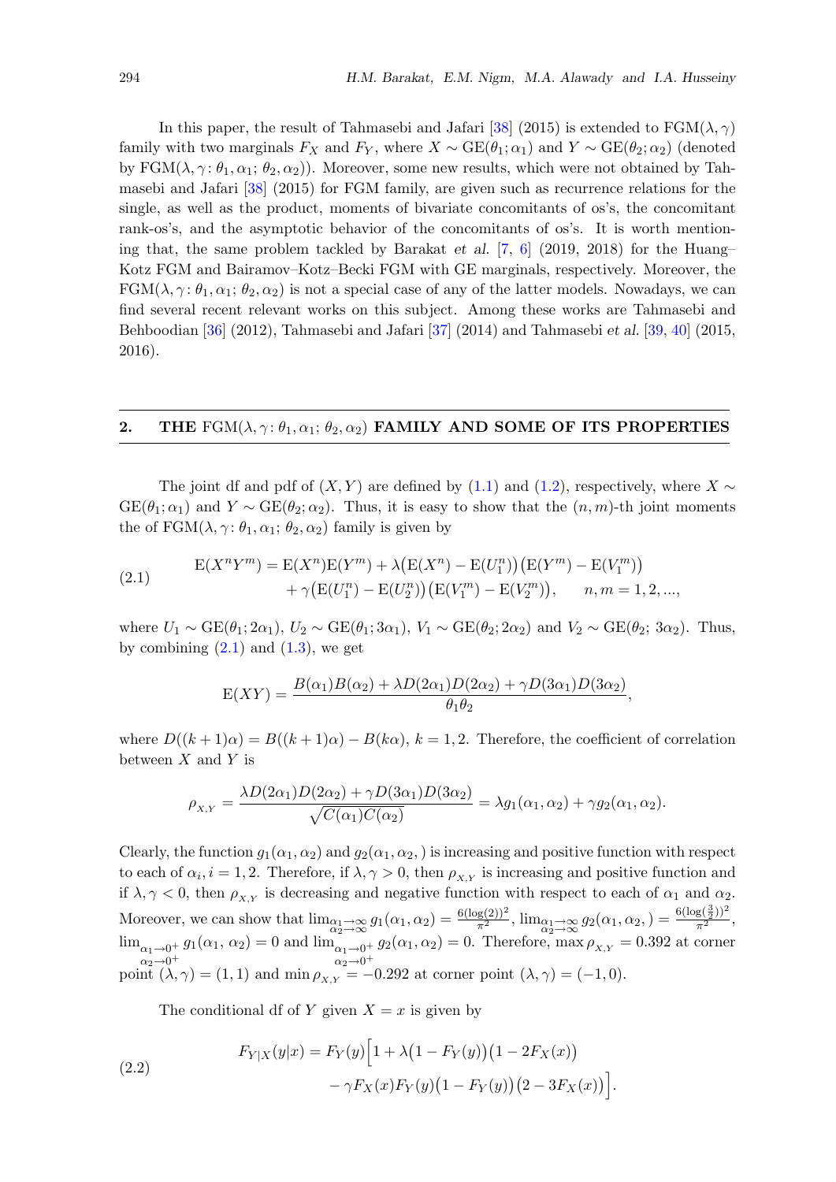In this paper, the result of Tahmasebi and Jafari [38] (2015) is extended to FGM$(\lambda, \gamma)$ family with two marginals $F_X$ and $F_Y$, where $X \sim \mathrm{GE}(\theta_1; \alpha_1)$ and $Y \sim \mathrm{GE}(\theta_2; \alpha_2)$ (denoted by FGM$(\lambda, \gamma\colon \theta_1, \alpha_1;\, \theta_2, \alpha_2)$). Moreover, some new results, which were not obtained by Tahmasebi and Jafari [38] (2015) for FGM family, are given such as recurrence relations for the single, as well as the product, moments of bivariate concomitants of os's, the concomitant rank-os's, and the asymptotic behavior of the concomitants of os's. It is worth mentioning that, the same problem tackled by Barakat *et al.* [7, 6] (2019, 2018) for the Huang–Kotz FGM and Bairamov–Kotz–Becki FGM with GE marginals, respectively. Moreover, the FGM$(\lambda, \gamma\colon \theta_1, \alpha_1;\, \theta_2, \alpha_2)$ is not a special case of any of the latter models. Nowadays, we can find several recent relevant works on this subject. Among these works are Tahmasebi and Behboodian [36] (2012), Tahmasebi and Jafari [37] (2014) and Tahmasebi *et al.* [39, 40] (2015, 2016).

## 2. THE FGM$(\lambda, \gamma\colon \theta_1, \alpha_1;\, \theta_2, \alpha_2)$ FAMILY AND SOME OF ITS PROPERTIES

The joint df and pdf of $(X, Y)$ are defined by (1.1) and (1.2), respectively, where $X \sim \mathrm{GE}(\theta_1; \alpha_1)$ and $Y \sim \mathrm{GE}(\theta_2; \alpha_2)$. Thus, it is easy to show that the $(n, m)$-th joint moments the of FGM$(\lambda, \gamma\colon \theta_1, \alpha_1;\, \theta_2, \alpha_2)$ family is given by

$$
\begin{aligned}
\mathrm{E}(X^n Y^m) = {} & \mathrm{E}(X^n)\mathrm{E}(Y^m) + \lambda\big(\mathrm{E}(X^n) - \mathrm{E}(U_1^n)\big)\big(\mathrm{E}(Y^m) - \mathrm{E}(V_1^m)\big) \\
& + \gamma\big(\mathrm{E}(U_1^n) - \mathrm{E}(U_2^n)\big)\big(\mathrm{E}(V_1^m) - \mathrm{E}(V_2^m)\big), \qquad n, m = 1, 2, ...,
\end{aligned} \tag{2.1}
$$

where $U_1 \sim \mathrm{GE}(\theta_1; 2\alpha_1)$, $U_2 \sim \mathrm{GE}(\theta_1; 3\alpha_1)$, $V_1 \sim \mathrm{GE}(\theta_2; 2\alpha_2)$ and $V_2 \sim \mathrm{GE}(\theta_2;\, 3\alpha_2)$. Thus, by combining (2.1) and (1.3), we get

$$
\mathrm{E}(XY) = \frac{B(\alpha_1)B(\alpha_2) + \lambda D(2\alpha_1)D(2\alpha_2) + \gamma D(3\alpha_1)D(3\alpha_2)}{\theta_1\theta_2},
$$

where $D((k+1)\alpha) = B((k+1)\alpha) - B(k\alpha)$, $k = 1, 2$. Therefore, the coefficient of correlation between $X$ and $Y$ is

$$
\rho_{X,Y} = \frac{\lambda D(2\alpha_1)D(2\alpha_2) + \gamma D(3\alpha_1)D(3\alpha_2)}{\sqrt{C(\alpha_1)C(\alpha_2)}} = \lambda g_1(\alpha_1, \alpha_2) + \gamma g_2(\alpha_1, \alpha_2).
$$

Clearly, the function $g_1(\alpha_1, \alpha_2)$ and $g_2(\alpha_1, \alpha_2, )$ is increasing and positive function with respect to each of $\alpha_i, i = 1, 2$. Therefore, if $\lambda, \gamma > 0$, then $\rho_{X,Y}$ is increasing and positive function and if $\lambda, \gamma < 0$, then $\rho_{X,Y}$ is decreasing and negative function with respect to each of $\alpha_1$ and $\alpha_2$. Moreover, we can show that $\lim_{\substack{\alpha_1 \to \infty \\ \alpha_2 \to \infty}} g_1(\alpha_1, \alpha_2) = \frac{6(\log(2))^2}{\pi^2}$, $\lim_{\substack{\alpha_1 \to \infty \\ \alpha_2 \to \infty}} g_2(\alpha_1, \alpha_2, ) = \frac{6(\log(\frac{3}{2}))^2}{\pi^2}$, $\lim_{\substack{\alpha_1 \to 0^+ \\ \alpha_2 \to 0^+}} g_1(\alpha_1,\, \alpha_2) = 0$ and $\lim_{\substack{\alpha_1 \to 0^+ \\ \alpha_2 \to 0^+}} g_2(\alpha_1, \alpha_2) = 0$. Therefore, $\max \rho_{X,Y} = 0.392$ at corner point $(\lambda, \gamma) = (1, 1)$ and $\min \rho_{X,Y} = -0.292$ at corner point $(\lambda, \gamma) = (-1, 0)$.

The conditional df of $Y$ given $X = x$ is given by

$$
\begin{aligned}
F_{Y|X}(y|x) = F_Y(y)\Big[ & 1 + \lambda\big(1 - F_Y(y)\big)\big(1 - 2F_X(x)\big) \\
& - \gamma F_X(x) F_Y(y)\big(1 - F_Y(y)\big)\big(2 - 3F_X(x)\big)\Big].
\end{aligned} \tag{2.2}
$$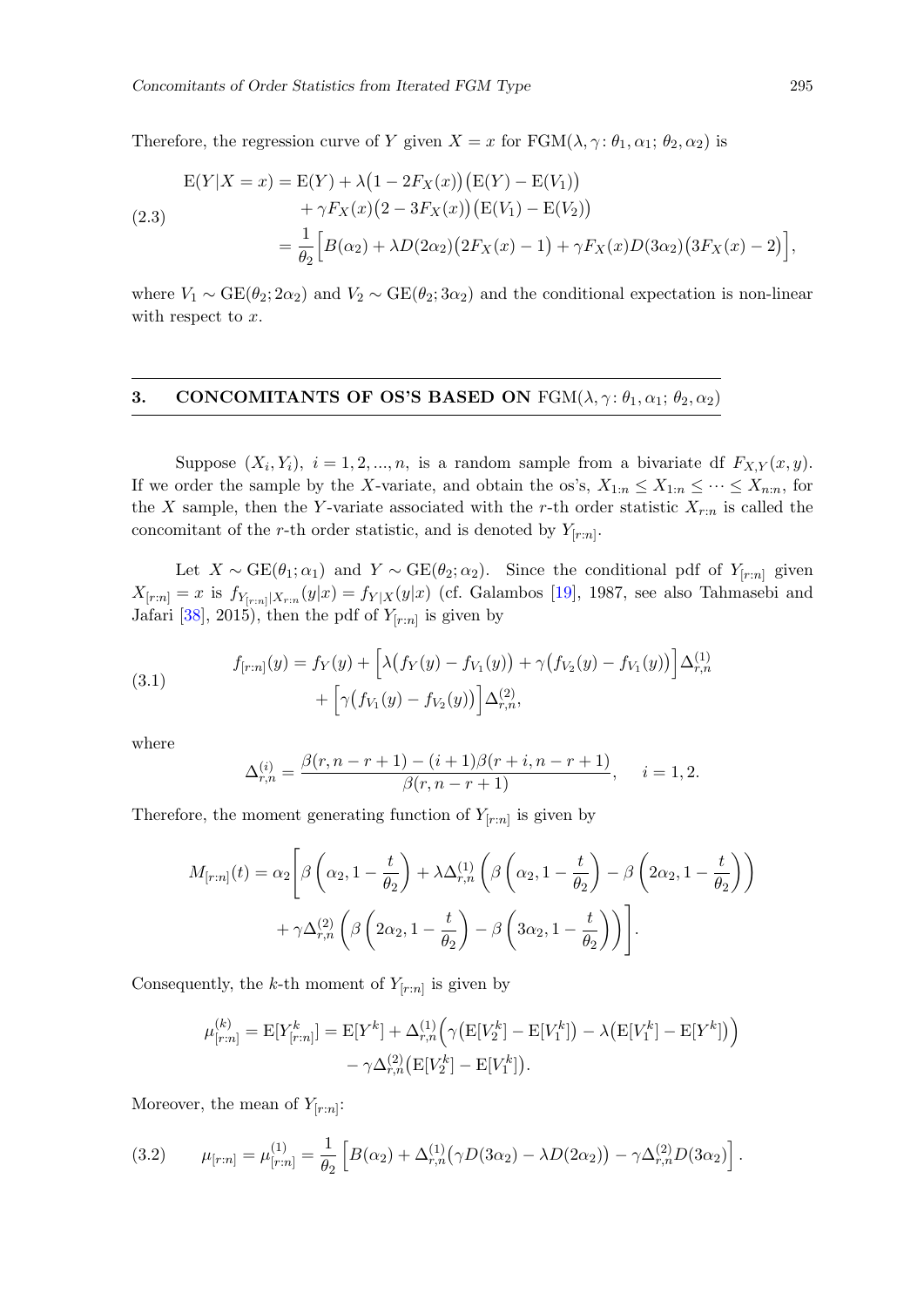Therefore, the regression curve of $Y$ given $X = x$ for $\text{FGM}(\lambda, \gamma \colon \theta_1, \alpha_1;\, \theta_2, \alpha_2)$ is

$$
\begin{aligned}
\mathrm{E}(Y|X=x) &= \mathrm{E}(Y) + \lambda\big(1 - 2F_X(x)\big)\big(\mathrm{E}(Y) - \mathrm{E}(V_1)\big) \\
&\quad + \gamma F_X(x)\big(2 - 3F_X(x)\big)\big(\mathrm{E}(V_1) - \mathrm{E}(V_2)\big) \\
&= \frac{1}{\theta_2}\Big[B(\alpha_2) + \lambda D(2\alpha_2)\big(2F_X(x) - 1\big) + \gamma F_X(x) D(3\alpha_2)\big(3F_X(x) - 2\big)\Big],
\end{aligned} \tag{2.3}
$$

where $V_1 \sim \mathrm{GE}(\theta_2; 2\alpha_2)$ and $V_2 \sim \mathrm{GE}(\theta_2; 3\alpha_2)$ and the conditional expectation is non-linear with respect to $x$.

## 3. CONCOMITANTS OF OS'S BASED ON $\text{FGM}(\lambda, \gamma \colon \theta_1, \alpha_1;\, \theta_2, \alpha_2)$

Suppose $(X_i, Y_i)$, $i = 1, 2, ..., n$, is a random sample from a bivariate df $F_{X,Y}(x, y)$. If we order the sample by the $X$-variate, and obtain the os's, $X_{1:n} \le X_{1:n} \le \cdots \le X_{n:n}$, for the $X$ sample, then the $Y$-variate associated with the $r$-th order statistic $X_{r:n}$ is called the concomitant of the $r$-th order statistic, and is denoted by $Y_{[r:n]}$.

Let $X \sim \mathrm{GE}(\theta_1; \alpha_1)$ and $Y \sim \mathrm{GE}(\theta_2; \alpha_2)$. Since the conditional pdf of $Y_{[r:n]}$ given $X_{[r:n]} = x$ is $f_{Y_{[r:n]}|X_{r:n}}(y|x) = f_{Y|X}(y|x)$ (cf. Galambos [19], 1987, see also Tahmasebi and Jafari [38], 2015), then the pdf of $Y_{[r:n]}$ is given by

$$
\begin{aligned}
f_{[r:n]}(y) &= f_Y(y) + \Big[\lambda\big(f_Y(y) - f_{V_1}(y)\big) + \gamma\big(f_{V_2}(y) - f_{V_1}(y)\big)\Big]\Delta_{r,n}^{(1)} \\
&\quad + \Big[\gamma\big(f_{V_1}(y) - f_{V_2}(y)\big)\Big]\Delta_{r,n}^{(2)},
\end{aligned} \tag{3.1}
$$

where

$$
\Delta_{r,n}^{(i)} = \frac{\beta(r, n-r+1) - (i+1)\beta(r+i, n-r+1)}{\beta(r, n-r+1)}, \qquad i = 1, 2.
$$

Therefore, the moment generating function of $Y_{[r:n]}$ is given by

$$
\begin{aligned}
M_{[r:n]}(t) = \alpha_2 \Bigg[&\beta\left(\alpha_2, 1 - \frac{t}{\theta_2}\right) + \lambda\Delta_{r,n}^{(1)}\left(\beta\left(\alpha_2, 1 - \frac{t}{\theta_2}\right) - \beta\left(2\alpha_2, 1 - \frac{t}{\theta_2}\right)\right) \\
&+ \gamma\Delta_{r,n}^{(2)}\left(\beta\left(2\alpha_2, 1 - \frac{t}{\theta_2}\right) - \beta\left(3\alpha_2, 1 - \frac{t}{\theta_2}\right)\right)\Bigg].
\end{aligned}
$$

Consequently, the $k$-th moment of $Y_{[r:n]}$ is given by

$$
\begin{aligned}
\mu_{[r:n]}^{(k)} = \mathrm{E}[Y_{[r:n]}^k] &= \mathrm{E}[Y^k] + \Delta_{r,n}^{(1)}\Big(\gamma\big(\mathrm{E}[V_2^k] - \mathrm{E}[V_1^k]\big) - \lambda\big(\mathrm{E}[V_1^k] - \mathrm{E}[Y^k]\big)\Big) \\
&\quad - \gamma\Delta_{r,n}^{(2)}\big(\mathrm{E}[V_2^k] - \mathrm{E}[V_1^k]\big).
\end{aligned}
$$

Moreover, the mean of $Y_{[r:n]}$:

$$
\mu_{[r:n]} = \mu_{[r:n]}^{(1)} = \frac{1}{\theta_2}\left[B(\alpha_2) + \Delta_{r,n}^{(1)}\big(\gamma D(3\alpha_2) - \lambda D(2\alpha_2)\big) - \gamma\Delta_{r,n}^{(2)} D(3\alpha_2)\right]. \tag{3.2}
$$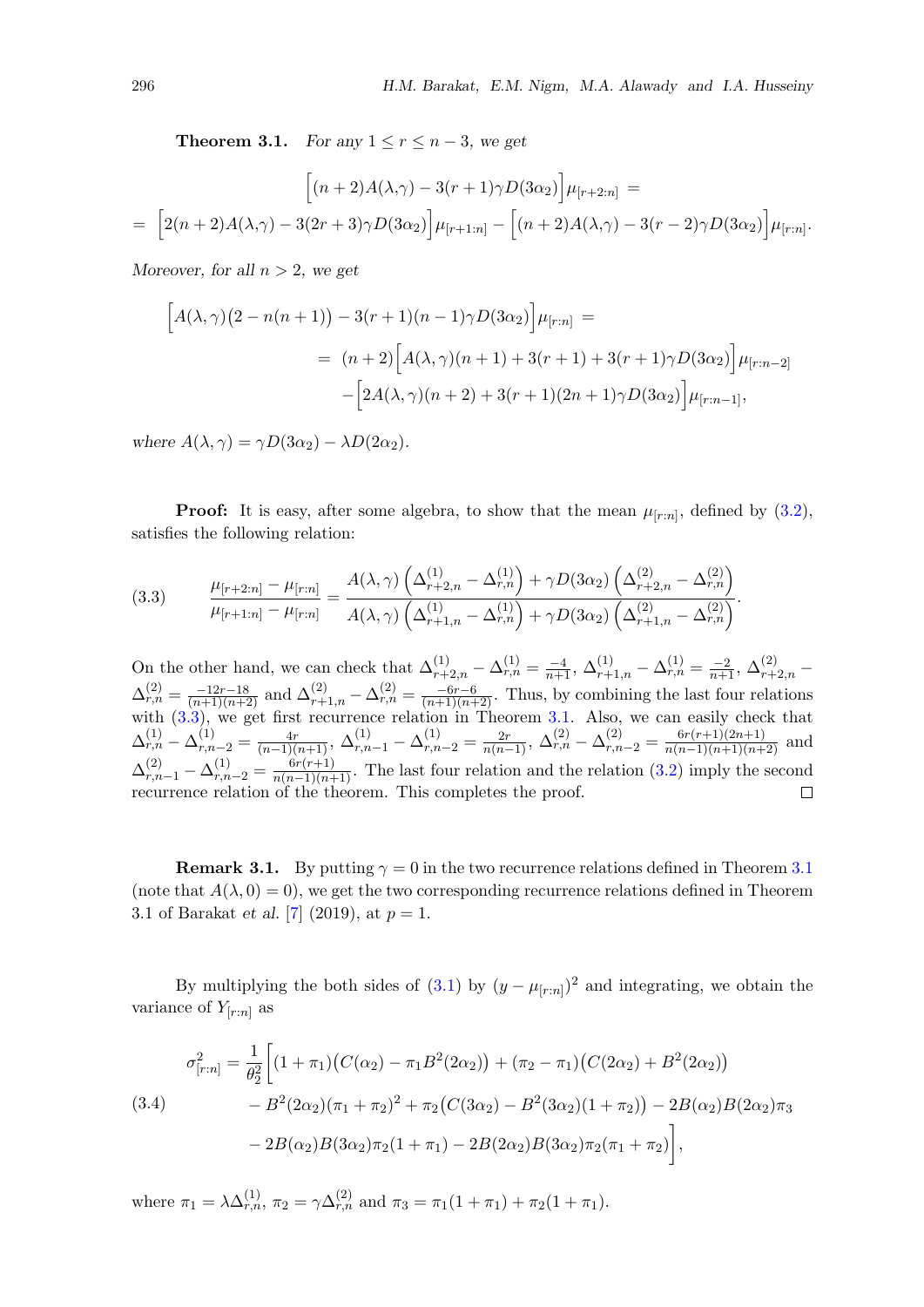**Theorem 3.1.** *For any $1 \le r \le n-3$, we get*

$$\Big[(n+2)A(\lambda,\gamma) - 3(r+1)\gamma D(3\alpha_2)\Big]\mu_{[r+2:n]} =$$
$$= \Big[2(n+2)A(\lambda,\gamma) - 3(2r+3)\gamma D(3\alpha_2)\Big]\mu_{[r+1:n]} - \Big[(n+2)A(\lambda,\gamma) - 3(r-2)\gamma D(3\alpha_2)\Big]\mu_{[r:n]}.$$

*Moreover, for all $n > 2$, we get*

$$\Big[A(\lambda,\gamma)\big(2 - n(n+1)\big) - 3(r+1)(n-1)\gamma D(3\alpha_2)\Big]\mu_{[r:n]} =$$
$$= (n+2)\Big[A(\lambda,\gamma)(n+1) + 3(r+1) + 3(r+1)\gamma D(3\alpha_2)\Big]\mu_{[r:n-2]}$$
$$-\Big[2A(\lambda,\gamma)(n+2) + 3(r+1)(2n+1)\gamma D(3\alpha_2)\Big]\mu_{[r:n-1]},$$

*where $A(\lambda,\gamma) = \gamma D(3\alpha_2) - \lambda D(2\alpha_2)$.*

**Proof:** It is easy, after some algebra, to show that the mean $\mu_{[r:n]}$, defined by (3.2), satisfies the following relation:

$$\frac{\mu_{[r+2:n]} - \mu_{[r:n]}}{\mu_{[r+1:n]} - \mu_{[r:n]}} = \frac{A(\lambda,\gamma)\left(\Delta^{(1)}_{r+2,n} - \Delta^{(1)}_{r,n}\right) + \gamma D(3\alpha_2)\left(\Delta^{(2)}_{r+2,n} - \Delta^{(2)}_{r,n}\right)}{A(\lambda,\gamma)\left(\Delta^{(1)}_{r+1,n} - \Delta^{(1)}_{r,n}\right) + \gamma D(3\alpha_2)\left(\Delta^{(2)}_{r+1,n} - \Delta^{(2)}_{r,n}\right)}. \tag{3.3}$$

On the other hand, we can check that $\Delta^{(1)}_{r+2,n} - \Delta^{(1)}_{r,n} = \frac{-4}{n+1}$, $\Delta^{(1)}_{r+1,n} - \Delta^{(1)}_{r,n} = \frac{-2}{n+1}$, $\Delta^{(2)}_{r+2,n} - \Delta^{(2)}_{r,n} = \frac{-12r-18}{(n+1)(n+2)}$ and $\Delta^{(2)}_{r+1,n} - \Delta^{(2)}_{r,n} = \frac{-6r-6}{(n+1)(n+2)}$. Thus, by combining the last four relations with (3.3), we get first recurrence relation in Theorem 3.1. Also, we can easily check that $\Delta^{(1)}_{r,n} - \Delta^{(1)}_{r,n-2} = \frac{4r}{(n-1)(n+1)}$, $\Delta^{(1)}_{r,n-1} - \Delta^{(1)}_{r,n-2} = \frac{2r}{n(n-1)}$, $\Delta^{(2)}_{r,n} - \Delta^{(2)}_{r,n-2} = \frac{6r(r+1)(2n+1)}{n(n-1)(n+1)(n+2)}$ and $\Delta^{(2)}_{r,n-1} - \Delta^{(1)}_{r,n-2} = \frac{6r(r+1)}{n(n-1)(n+1)}$. The last four relation and the relation (3.2) imply the second recurrence relation of the theorem. This completes the proof. □

**Remark 3.1.** By putting $\gamma = 0$ in the two recurrence relations defined in Theorem 3.1 (note that $A(\lambda, 0) = 0$), we get the two corresponding recurrence relations defined in Theorem 3.1 of Barakat *et al.* [7] (2019), at $p = 1$.

By multiplying the both sides of (3.1) by $(y - \mu_{[r:n]})^2$ and integrating, we obtain the variance of $Y_{[r:n]}$ as

$$\begin{aligned}
\sigma^2_{[r:n]} = \frac{1}{\theta_2^2}\Big[&(1+\pi_1)\big(C(\alpha_2) - \pi_1 B^2(2\alpha_2)\big) + (\pi_2 - \pi_1)\big(C(2\alpha_2) + B^2(2\alpha_2)\big) \\
&- B^2(2\alpha_2)(\pi_1+\pi_2)^2 + \pi_2\big(C(3\alpha_2) - B^2(3\alpha_2)(1+\pi_2)\big) - 2B(\alpha_2)B(2\alpha_2)\pi_3 \\
&- 2B(\alpha_2)B(3\alpha_2)\pi_2(1+\pi_1) - 2B(2\alpha_2)B(3\alpha_2)\pi_2(\pi_1+\pi_2)\Big],
\end{aligned} \tag{3.4}$$

where $\pi_1 = \lambda\Delta^{(1)}_{r,n}$, $\pi_2 = \gamma\Delta^{(2)}_{r,n}$ and $\pi_3 = \pi_1(1+\pi_1) + \pi_2(1+\pi_1)$.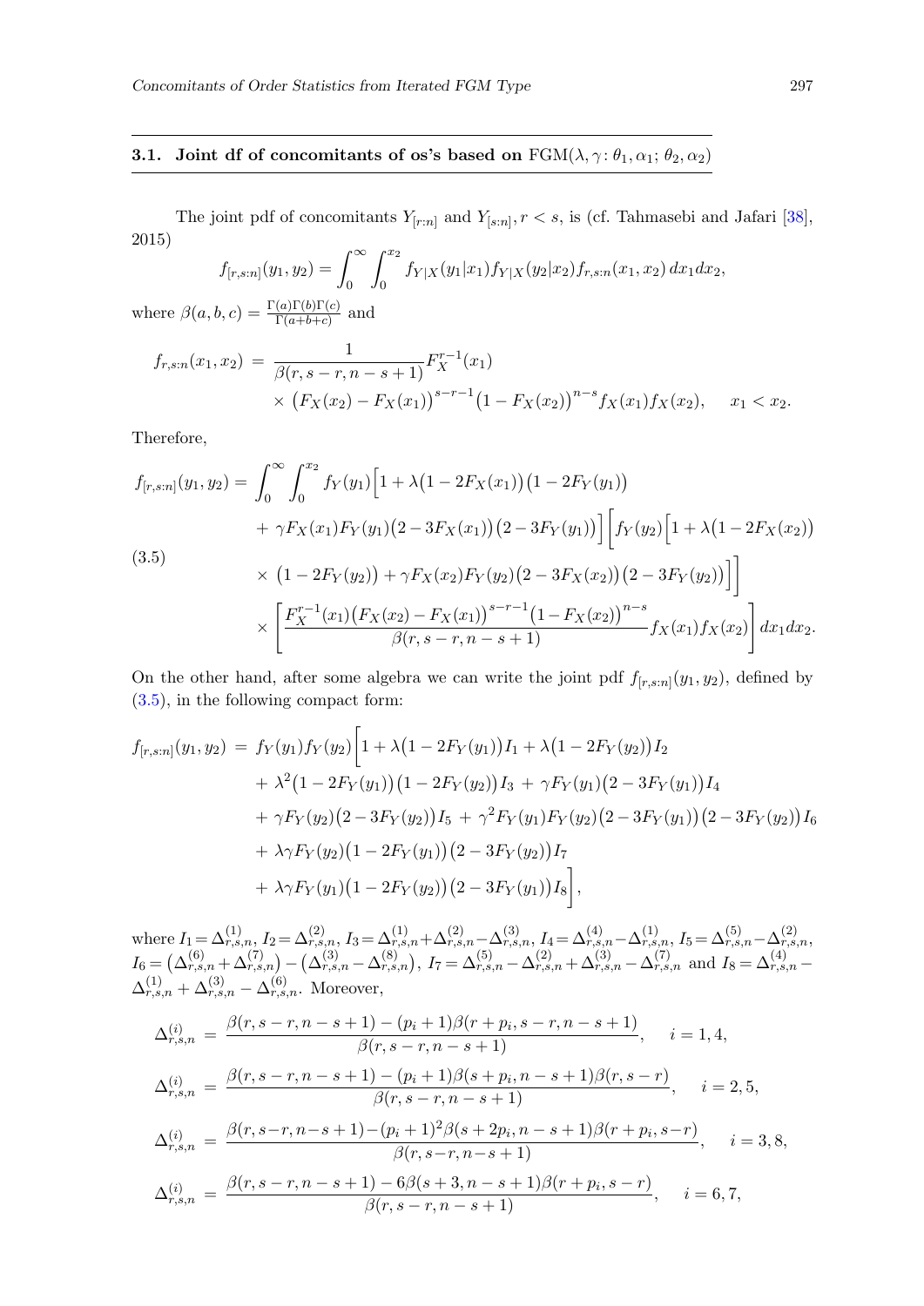### 3.1. Joint df of concomitants of os's based on $\text{FGM}(\lambda, \gamma\colon \theta_1, \alpha_1;\, \theta_2, \alpha_2)$

The joint pdf of concomitants $Y_{[r:n]}$ and $Y_{[s:n]}$, $r < s$, is (cf. Tahmasebi and Jafari [38], 2015)

$$f_{[r,s:n]}(y_1, y_2) = \int_0^\infty \int_0^{x_2} f_{Y|X}(y_1|x_1) f_{Y|X}(y_2|x_2) f_{r,s:n}(x_1, x_2)\, dx_1 dx_2,$$

where $\beta(a, b, c) = \frac{\Gamma(a)\Gamma(b)\Gamma(c)}{\Gamma(a+b+c)}$ and

$$\begin{aligned} f_{r,s:n}(x_1, x_2) \;=\; & \frac{1}{\beta(r, s-r, n-s+1)} F_X^{r-1}(x_1) \\ & \times \big(F_X(x_2) - F_X(x_1)\big)^{s-r-1} \big(1 - F_X(x_2)\big)^{n-s} f_X(x_1) f_X(x_2), \qquad x_1 < x_2. \end{aligned}$$

Therefore,

$$\begin{aligned} f_{[r,s:n]}(y_1, y_2) = & \int_0^\infty \int_0^{x_2} f_Y(y_1) \Big[1 + \lambda\big(1 - 2F_X(x_1)\big)\big(1 - 2F_Y(y_1)\big) \\ & + \gamma F_X(x_1) F_Y(y_1) \big(2 - 3F_X(x_1)\big)\big(2 - 3F_Y(y_1)\big)\Big] \Big[ f_Y(y_2) \Big[1 + \lambda\big(1 - 2F_X(x_2)\big) \\ & \times \big(1 - 2F_Y(y_2)\big) + \gamma F_X(x_2) F_Y(y_2) \big(2 - 3F_X(x_2)\big)\big(2 - 3F_Y(y_2)\big)\Big]\Big] \\ & \times \left[ \frac{F_X^{r-1}(x_1)\big(F_X(x_2) - F_X(x_1)\big)^{s-r-1}\big(1 - F_X(x_2)\big)^{n-s}}{\beta(r, s-r, n-s+1)} f_X(x_1) f_X(x_2)\right] dx_1 dx_2. \end{aligned} \tag{3.5}$$

On the other hand, after some algebra we can write the joint pdf $f_{[r,s:n]}(y_1, y_2)$, defined by (3.5), in the following compact form:

$$\begin{aligned} f_{[r,s:n]}(y_1, y_2) \;=\; & f_Y(y_1) f_Y(y_2) \Big[ 1 + \lambda\big(1 - 2F_Y(y_1)\big) I_1 + \lambda\big(1 - 2F_Y(y_2)\big) I_2 \\ & + \lambda^2 \big(1 - 2F_Y(y_1)\big)\big(1 - 2F_Y(y_2)\big) I_3 \;+\; \gamma F_Y(y_1)\big(2 - 3F_Y(y_1)\big) I_4 \\ & + \gamma F_Y(y_2)\big(2 - 3F_Y(y_2)\big) I_5 \;+\; \gamma^2 F_Y(y_1) F_Y(y_2) \big(2 - 3F_Y(y_1)\big)\big(2 - 3F_Y(y_2)\big) I_6 \\ & + \lambda\gamma F_Y(y_2)\big(1 - 2F_Y(y_1)\big)\big(2 - 3F_Y(y_2)\big) I_7 \\ & + \lambda\gamma F_Y(y_1)\big(1 - 2F_Y(y_2)\big)\big(2 - 3F_Y(y_1)\big) I_8 \Big], \end{aligned}$$

where $I_1 = \Delta^{(1)}_{r,s,n}$, $I_2 = \Delta^{(2)}_{r,s,n}$, $I_3 = \Delta^{(1)}_{r,s,n} + \Delta^{(2)}_{r,s,n} - \Delta^{(3)}_{r,s,n}$, $I_4 = \Delta^{(4)}_{r,s,n} - \Delta^{(1)}_{r,s,n}$, $I_5 = \Delta^{(5)}_{r,s,n} - \Delta^{(2)}_{r,s,n}$, $I_6 = \big(\Delta^{(6)}_{r,s,n} + \Delta^{(7)}_{r,s,n}\big) - \big(\Delta^{(3)}_{r,s,n} - \Delta^{(8)}_{r,s,n}\big)$, $I_7 = \Delta^{(5)}_{r,s,n} - \Delta^{(2)}_{r,s,n} + \Delta^{(3)}_{r,s,n} - \Delta^{(7)}_{r,s,n}$ and $I_8 = \Delta^{(4)}_{r,s,n} - \Delta^{(1)}_{r,s,n} + \Delta^{(3)}_{r,s,n} - \Delta^{(6)}_{r,s,n}$. Moreover,

$$\Delta^{(i)}_{r,s,n} \;=\; \frac{\beta(r, s-r, n-s+1) - (p_i + 1)\beta(r + p_i, s-r, n-s+1)}{\beta(r, s-r, n-s+1)}, \qquad i = 1, 4,$$

$$\Delta^{(i)}_{r,s,n} \;=\; \frac{\beta(r, s-r, n-s+1) - (p_i + 1)\beta(s + p_i, n-s+1)\beta(r, s-r)}{\beta(r, s-r, n-s+1)}, \qquad i = 2, 5,$$

$$\Delta^{(i)}_{r,s,n} \;=\; \frac{\beta(r, s-r, n-s+1) - (p_i + 1)^2 \beta(s + 2p_i, n-s+1)\beta(r + p_i, s-r)}{\beta(r, s-r, n-s+1)}, \qquad i = 3, 8,$$

$$\Delta^{(i)}_{r,s,n} \;=\; \frac{\beta(r, s-r, n-s+1) - 6\beta(s+3, n-s+1)\beta(r + p_i, s-r)}{\beta(r, s-r, n-s+1)}, \qquad i = 6, 7,$$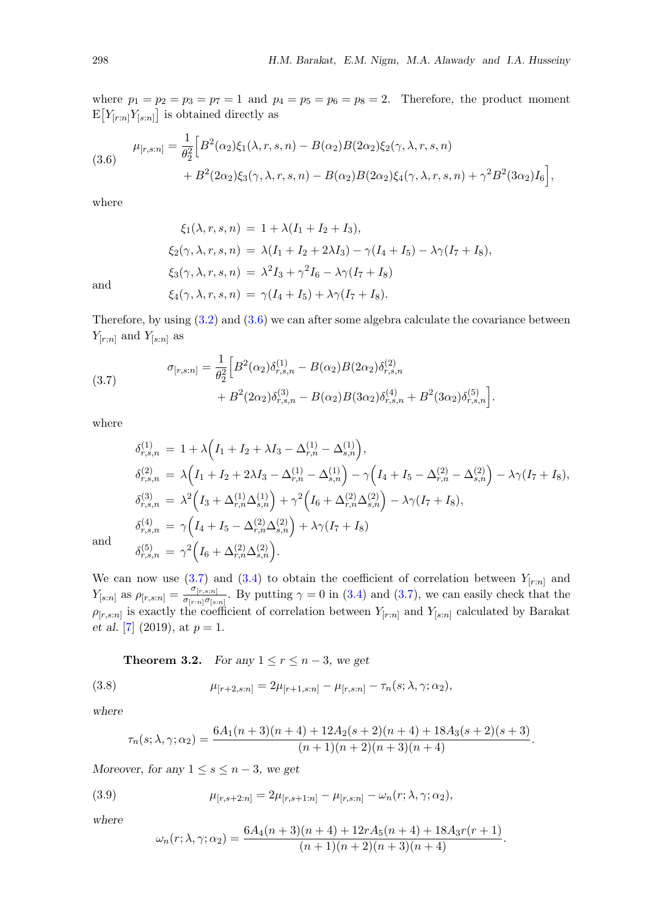where $p_1 = p_2 = p_3 = p_7 = 1$ and $p_4 = p_5 = p_6 = p_8 = 2$. Therefore, the product moment $\mathrm{E}\big[Y_{[r:n]}Y_{[s:n]}\big]$ is obtained directly as

$$
\begin{aligned}
\mu_{[r,s:n]} = \frac{1}{\theta_2^2}\Big[&B^2(\alpha_2)\xi_1(\lambda, r, s, n) - B(\alpha_2)B(2\alpha_2)\xi_2(\gamma, \lambda, r, s, n) \\
&+ B^2(2\alpha_2)\xi_3(\gamma, \lambda, r, s, n) - B(\alpha_2)B(2\alpha_2)\xi_4(\gamma, \lambda, r, s, n) + \gamma^2 B^2(3\alpha_2)I_6\Big],
\end{aligned}
\tag{3.6}
$$

where

$$
\begin{aligned}
\xi_1(\lambda, r, s, n) &= 1 + \lambda(I_1 + I_2 + I_3), \\
\xi_2(\gamma, \lambda, r, s, n) &= \lambda(I_1 + I_2 + 2\lambda I_3) - \gamma(I_4 + I_5) - \lambda\gamma(I_7 + I_8), \\
\xi_3(\gamma, \lambda, r, s, n) &= \lambda^2 I_3 + \gamma^2 I_6 - \lambda\gamma(I_7 + I_8)
\end{aligned}
$$

and

$$
\xi_4(\gamma, \lambda, r, s, n) = \gamma(I_4 + I_5) + \lambda\gamma(I_7 + I_8).
$$

Therefore, by using (3.2) and (3.6) we can after some algebra calculate the covariance between $Y_{[r:n]}$ and $Y_{[s:n]}$ as

$$
\begin{aligned}
\sigma_{[r,s:n]} = \frac{1}{\theta_2^2}\Big[&B^2(\alpha_2)\delta^{(1)}_{r,s,n} - B(\alpha_2)B(2\alpha_2)\delta^{(2)}_{r,s,n} \\
&+ B^2(2\alpha_2)\delta^{(3)}_{r,s,n} - B(\alpha_2)B(3\alpha_2)\delta^{(4)}_{r,s,n} + B^2(3\alpha_2)\delta^{(5)}_{r,s,n}\Big].
\end{aligned}
\tag{3.7}
$$

where

$$
\begin{aligned}
\delta^{(1)}_{r,s,n} &= 1 + \lambda\Big(I_1 + I_2 + \lambda I_3 - \Delta^{(1)}_{r,n} - \Delta^{(1)}_{s,n}\Big), \\
\delta^{(2)}_{r,s,n} &= \lambda\Big(I_1 + I_2 + 2\lambda I_3 - \Delta^{(1)}_{r,n} - \Delta^{(1)}_{s,n}\Big) - \gamma\Big(I_4 + I_5 - \Delta^{(2)}_{r,n} - \Delta^{(2)}_{s,n}\Big) - \lambda\gamma(I_7 + I_8), \\
\delta^{(3)}_{r,s,n} &= \lambda^2\Big(I_3 + \Delta^{(1)}_{r,n}\Delta^{(1)}_{s,n}\Big) + \gamma^2\Big(I_6 + \Delta^{(2)}_{r,n}\Delta^{(2)}_{s,n}\Big) - \lambda\gamma(I_7 + I_8), \\
\delta^{(4)}_{r,s,n} &= \gamma\Big(I_4 + I_5 - \Delta^{(2)}_{r,n}\Delta^{(2)}_{s,n}\Big) + \lambda\gamma(I_7 + I_8)
\end{aligned}
$$

and

$$
\delta^{(5)}_{r,s,n} = \gamma^2\Big(I_6 + \Delta^{(2)}_{r,n}\Delta^{(2)}_{s,n}\Big).
$$

We can now use (3.7) and (3.4) to obtain the coefficient of correlation between $Y_{[r:n]}$ and $Y_{[s:n]}$ as $\rho_{[r,s:n]} = \frac{\sigma_{[r,s:n]}}{\sigma_{[r:n]}\sigma_{[s:n]}}$. By putting $\gamma = 0$ in (3.4) and (3.7), we can easily check that the $\rho_{[r,s:n]}$ is exactly the coefficient of correlation between $Y_{[r:n]}$ and $Y_{[s:n]}$ calculated by Barakat *et al.* [7] (2019), at $p = 1$.

**Theorem 3.2.** *For any $1 \le r \le n-3$, we get*

$$
\mu_{[r+2,s:n]} = 2\mu_{[r+1,s:n]} - \mu_{[r,s:n]} - \tau_n(s; \lambda, \gamma; \alpha_2),
\tag{3.8}
$$

*where*

$$
\tau_n(s; \lambda, \gamma; \alpha_2) = \frac{6A_1(n+3)(n+4) + 12A_2(s+2)(n+4) + 18A_3(s+2)(s+3)}{(n+1)(n+2)(n+3)(n+4)}.
$$

*Moreover, for any $1 \le s \le n-3$, we get*

$$
\mu_{[r,s+2:n]} = 2\mu_{[r,s+1:n]} - \mu_{[r,s:n]} - \omega_n(r; \lambda, \gamma; \alpha_2),
\tag{3.9}
$$

*where*

$$
\omega_n(r; \lambda, \gamma; \alpha_2) = \frac{6A_4(n+3)(n+4) + 12rA_5(n+4) + 18A_3 r(r+1)}{(n+1)(n+2)(n+3)(n+4)}.
$$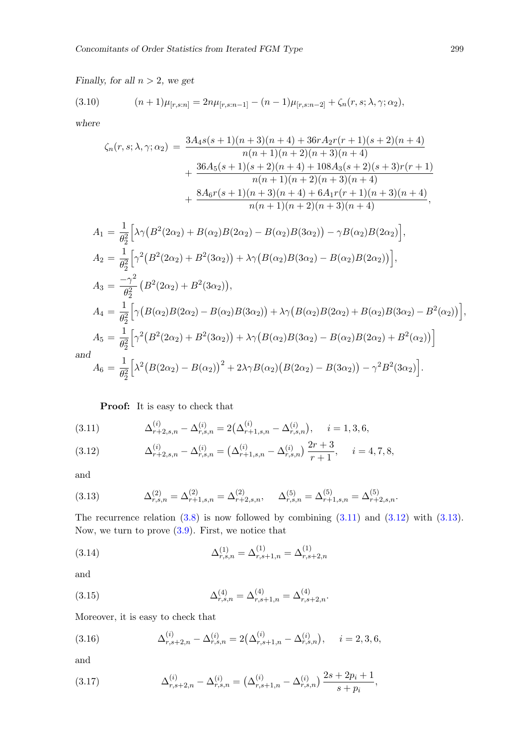*Finally, for all $n > 2$, we get*

$$(n+1)\mu_{[r,s:n]} = 2n\mu_{[r,s:n-1]} - (n-1)\mu_{[r,s:n-2]} + \zeta_n(r,s;\lambda,\gamma;\alpha_2), \tag{3.10}$$

*where*

$$\begin{aligned}
\zeta_n(r,s;\lambda,\gamma;\alpha_2) \;=\; & \frac{3A_4 s(s+1)(n+3)(n+4) + 36rA_2 r(r+1)(s+2)(n+4)}{n(n+1)(n+2)(n+3)(n+4)} \\
&+ \frac{36A_5(s+1)(s+2)(n+4) + 108A_3(s+2)(s+3)r(r+1)}{n(n+1)(n+2)(n+3)(n+4)} \\
&+ \frac{8A_6 r(s+1)(n+3)(n+4) + 6A_1 r(r+1)(n+3)(n+4)}{n(n+1)(n+2)(n+3)(n+4)},
\end{aligned}$$

$$\begin{aligned}
A_1 &= \frac{1}{\theta_2^2}\Big[\lambda\gamma\big(B^2(2\alpha_2) + B(\alpha_2)B(2\alpha_2) - B(\alpha_2)B(3\alpha_2)\big) - \gamma B(\alpha_2)B(2\alpha_2)\Big],\\
A_2 &= \frac{1}{\theta_2^2}\Big[\gamma^2\big(B^2(2\alpha_2) + B^2(3\alpha_2)\big) + \lambda\gamma\big(B(\alpha_2)B(3\alpha_2) - B(\alpha_2)B(2\alpha_2)\big)\Big],\\
A_3 &= \frac{-\gamma^2}{\theta_2^2}\,\big(B^2(2\alpha_2) + B^2(3\alpha_2)\big),\\
A_4 &= \frac{1}{\theta_2^2}\Big[\gamma\big(B(\alpha_2)B(2\alpha_2) - B(\alpha_2)B(3\alpha_2)\big) + \lambda\gamma\big(B(\alpha_2)B(2\alpha_2) + B(\alpha_2)B(3\alpha_2) - B^2(\alpha_2)\big)\Big],\\
A_5 &= \frac{1}{\theta_2^2}\Big[\gamma^2\big(B^2(2\alpha_2) + B^2(3\alpha_2)\big) + \lambda\gamma\big(B(\alpha_2)B(3\alpha_2) - B(\alpha_2)B(2\alpha_2) + B^2(\alpha_2)\big)\Big]
\end{aligned}$$

*and*

$$A_6 = \frac{1}{\theta_2^2}\Big[\lambda^2\big(B(2\alpha_2) - B(\alpha_2)\big)^2 + 2\lambda\gamma B(\alpha_2)\big(B(2\alpha_2) - B(3\alpha_2)\big) - \gamma^2 B^2(3\alpha_2)\Big].$$

**Proof:** It is easy to check that

$$\Delta^{(i)}_{r+2,s,n} - \Delta^{(i)}_{r,s,n} = 2\big(\Delta^{(i)}_{r+1,s,n} - \Delta^{(i)}_{r,s,n}\big), \quad i = 1,3,6, \tag{3.11}$$

$$\Delta^{(i)}_{r+2,s,n} - \Delta^{(i)}_{r,s,n} = \big(\Delta^{(i)}_{r+1,s,n} - \Delta^{(i)}_{r,s,n}\big)\,\frac{2r+3}{r+1}, \quad i = 4,7,8, \tag{3.12}$$

and

$$\Delta^{(2)}_{r,s,n} = \Delta^{(2)}_{r+1,s,n} = \Delta^{(2)}_{r+2,s,n}, \qquad \Delta^{(5)}_{r,s,n} = \Delta^{(5)}_{r+1,s,n} = \Delta^{(5)}_{r+2,s,n}. \tag{3.13}$$

The recurrence relation (3.8) is now followed by combining (3.11) and (3.12) with (3.13). Now, we turn to prove (3.9). First, we notice that

$$\Delta^{(1)}_{r,s,n} = \Delta^{(1)}_{r,s+1,n} = \Delta^{(1)}_{r,s+2,n} \tag{3.14}$$

and

$$\Delta^{(4)}_{r,s,n} = \Delta^{(4)}_{r,s+1,n} = \Delta^{(4)}_{r,s+2,n}. \tag{3.15}$$

Moreover, it is easy to check that

$$\Delta^{(i)}_{r,s+2,n} - \Delta^{(i)}_{r,s,n} = 2\big(\Delta^{(i)}_{r,s+1,n} - \Delta^{(i)}_{r,s,n}\big), \quad i = 2,3,6, \tag{3.16}$$

and

$$\Delta^{(i)}_{r,s+2,n} - \Delta^{(i)}_{r,s,n} = \big(\Delta^{(i)}_{r,s+1,n} - \Delta^{(i)}_{r,s,n}\big)\,\frac{2s+2p_i+1}{s+p_i}, \tag{3.17}$$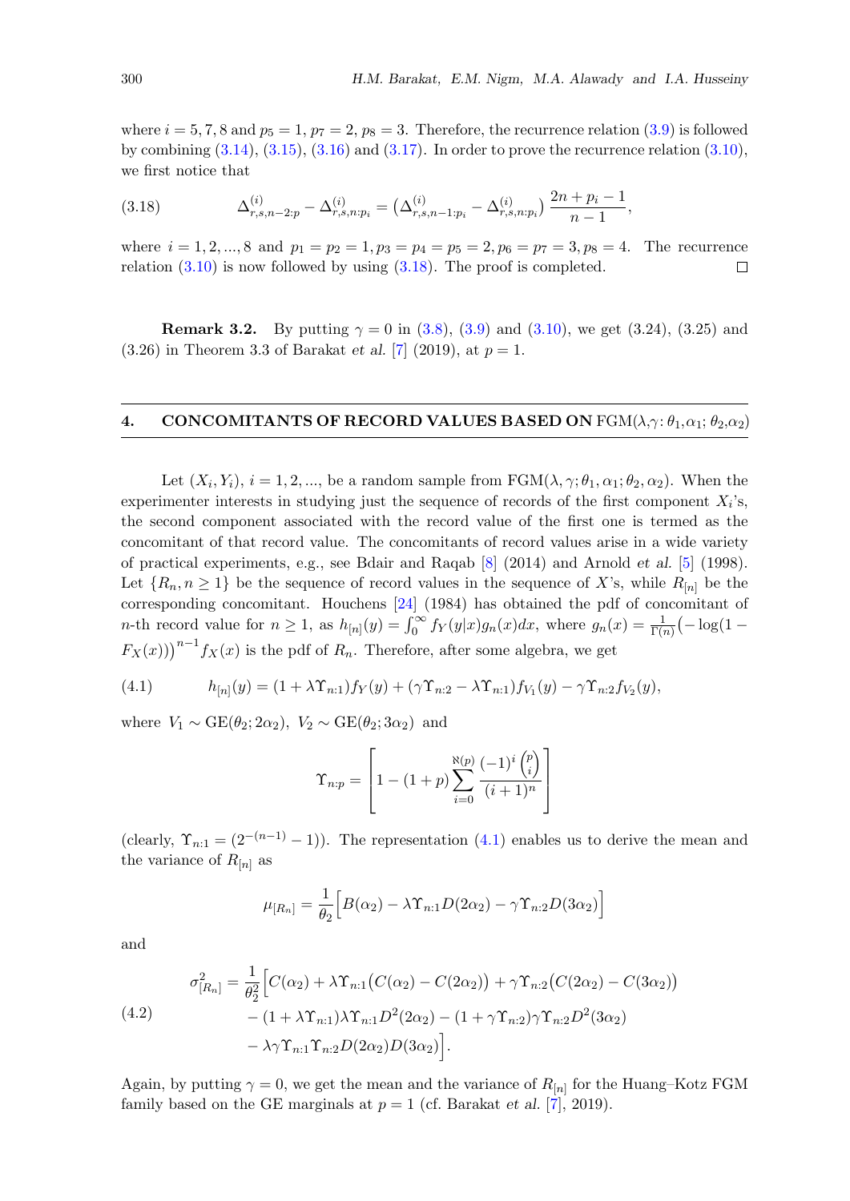where $i = 5, 7, 8$ and $p_5 = 1, p_7 = 2, p_8 = 3$. Therefore, the recurrence relation (3.9) is followed by combining (3.14), (3.15), (3.16) and (3.17). In order to prove the recurrence relation (3.10), we first notice that

$$\Delta^{(i)}_{r,s,n-2:p} - \Delta^{(i)}_{r,s,n:p_i} = \left(\Delta^{(i)}_{r,s,n-1:p_i} - \Delta^{(i)}_{r,s,n:p_i}\right) \frac{2n + p_i - 1}{n-1}, \tag{3.18}$$

where $i = 1, 2, ..., 8$ and $p_1 = p_2 = 1, p_3 = p_4 = p_5 = 2, p_6 = p_7 = 3, p_8 = 4$. The recurrence relation (3.10) is now followed by using (3.18). The proof is completed. □

**Remark 3.2.** By putting $\gamma = 0$ in (3.8), (3.9) and (3.10), we get (3.24), (3.25) and (3.26) in Theorem 3.3 of Barakat *et al.* [7] (2019), at $p = 1$.

## 4. CONCOMITANTS OF RECORD VALUES BASED ON FGM($\lambda$,$\gamma$: $\theta_1$,$\alpha_1$; $\theta_2$,$\alpha_2$)

Let $(X_i, Y_i)$, $i = 1, 2, ...$, be a random sample from FGM$(\lambda, \gamma; \theta_1, \alpha_1; \theta_2, \alpha_2)$. When the experimenter interests in studying just the sequence of records of the first component $X_i$'s, the second component associated with the record value of the first one is termed as the concomitant of that record value. The concomitants of record values arise in a wide variety of practical experiments, e.g., see Bdair and Raqab [8] (2014) and Arnold *et al.* [5] (1998). Let $\{R_n, n \geq 1\}$ be the sequence of record values in the sequence of $X$'s, while $R_{[n]}$ be the corresponding concomitant. Houchens [24] (1984) has obtained the pdf of concomitant of $n$-th record value for $n \geq 1$, as $h_{[n]}(y) = \int_0^\infty f_Y(y|x) g_n(x)dx$, where $g_n(x) = \frac{1}{\Gamma(n)}\left(-\log(1 - F_X(x))\right)^{n-1} f_X(x)$ is the pdf of $R_n$. Therefore, after some algebra, we get

$$h_{[n]}(y) = (1 + \lambda\Upsilon_{n:1}) f_Y(y) + (\gamma\Upsilon_{n:2} - \lambda\Upsilon_{n:1}) f_{V_1}(y) - \gamma\Upsilon_{n:2} f_{V_2}(y), \tag{4.1}$$

where $V_1 \sim \mathrm{GE}(\theta_2; 2\alpha_2)$, $V_2 \sim \mathrm{GE}(\theta_2; 3\alpha_2)$ and

$$\Upsilon_{n:p} = \left[1 - (1 + p) \sum_{i=0}^{\aleph(p)} \frac{(-1)^i \binom{p}{i}}{(i + 1)^n}\right]$$

(clearly, $\Upsilon_{n:1} = (2^{-(n-1)} - 1)$). The representation (4.1) enables us to derive the mean and the variance of $R_{[n]}$ as

$$\mu_{[R_n]} = \frac{1}{\theta_2}\Big[B(\alpha_2) - \lambda\Upsilon_{n:1} D(2\alpha_2) - \gamma\Upsilon_{n:2} D(3\alpha_2)\Big]$$

and

$$\begin{aligned}
\sigma^2_{[R_n]} = \frac{1}{\theta_2^2}\Big[&C(\alpha_2) + \lambda\Upsilon_{n:1}\big(C(\alpha_2) - C(2\alpha_2)\big) + \gamma\Upsilon_{n:2}\big(C(2\alpha_2) - C(3\alpha_2)\big) \\
&- (1 + \lambda\Upsilon_{n:1})\lambda\Upsilon_{n:1} D^2(2\alpha_2) - (1 + \gamma\Upsilon_{n:2})\gamma\Upsilon_{n:2} D^2(3\alpha_2) \\
&- \lambda\gamma\Upsilon_{n:1}\Upsilon_{n:2} D(2\alpha_2) D(3\alpha_2)\Big].
\end{aligned} \tag{4.2}$$

Again, by putting $\gamma = 0$, we get the mean and the variance of $R_{[n]}$ for the Huang–Kotz FGM family based on the GE marginals at $p = 1$ (cf. Barakat *et al.* [7], 2019).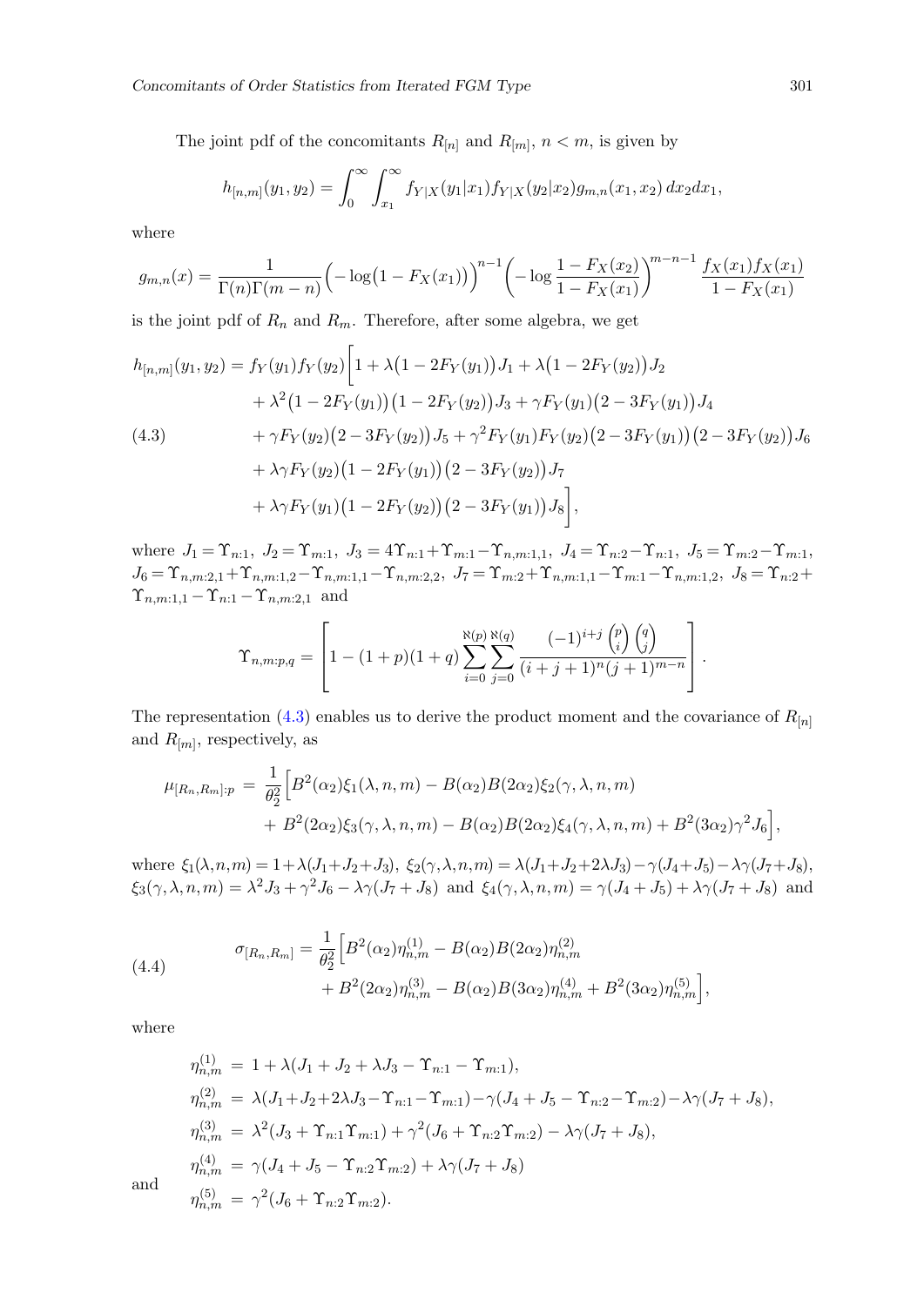The joint pdf of the concomitants $R_{[n]}$ and $R_{[m]}$, $n < m$, is given by

$$h_{[n,m]}(y_1, y_2) = \int_0^\infty \int_{x_1}^\infty f_{Y|X}(y_1|x_1) f_{Y|X}(y_2|x_2) g_{m,n}(x_1, x_2)\, dx_2 dx_1,$$

where

$$g_{m,n}(x) = \frac{1}{\Gamma(n)\Gamma(m-n)} \Big(-\log\big(1 - F_X(x_1)\big)\Big)^{n-1} \Big(-\log \frac{1 - F_X(x_2)}{1 - F_X(x_1)}\Big)^{m-n-1} \frac{f_X(x_1) f_X(x_1)}{1 - F_X(x_1)}$$

is the joint pdf of $R_n$ and $R_m$. Therefore, after some algebra, we get

$$\begin{aligned}
h_{[n,m]}(y_1, y_2) = f_Y(y_1) f_Y(y_2) \Big[ & 1 + \lambda\big(1 - 2F_Y(y_1)\big) J_1 + \lambda\big(1 - 2F_Y(y_2)\big) J_2 \\
& + \lambda^2 \big(1 - 2F_Y(y_1)\big)\big(1 - 2F_Y(y_2)\big) J_3 + \gamma F_Y(y_1)\big(2 - 3F_Y(y_1)\big) J_4 \\
& + \gamma F_Y(y_2)\big(2 - 3F_Y(y_2)\big) J_5 + \gamma^2 F_Y(y_1) F_Y(y_2)\big(2 - 3F_Y(y_1)\big)\big(2 - 3F_Y(y_2)\big) J_6 \\
& + \lambda\gamma F_Y(y_2)\big(1 - 2F_Y(y_1)\big)\big(2 - 3F_Y(y_2)\big) J_7 \\
& + \lambda\gamma F_Y(y_1)\big(1 - 2F_Y(y_2)\big)\big(2 - 3F_Y(y_1)\big) J_8 \Big],
\end{aligned} \tag{4.3}$$

where $J_1 = \Upsilon_{n:1}$, $J_2 = \Upsilon_{m:1}$, $J_3 = 4\Upsilon_{n:1} + \Upsilon_{m:1} - \Upsilon_{n,m:1,1}$, $J_4 = \Upsilon_{n:2} - \Upsilon_{n:1}$, $J_5 = \Upsilon_{m:2} - \Upsilon_{m:1}$, $J_6 = \Upsilon_{n,m:2,1} + \Upsilon_{n,m:1,2} - \Upsilon_{n,m:1,1} - \Upsilon_{n,m:2,2}$, $J_7 = \Upsilon_{m:2} + \Upsilon_{n,m:1,1} - \Upsilon_{m:1} - \Upsilon_{n,m:1,2}$, $J_8 = \Upsilon_{n:2} + \Upsilon_{n,m:1,1} - \Upsilon_{n:1} - \Upsilon_{n,m:2,1}$ and

$$\Upsilon_{n,m:p,q} = \left[1 - (1+p)(1+q) \sum_{i=0}^{\aleph(p)} \sum_{j=0}^{\aleph(q)} \frac{(-1)^{i+j} \binom{p}{i} \binom{q}{j}}{(i+j+1)^n (j+1)^{m-n}}\right].$$

The representation (4.3) enables us to derive the product moment and the covariance of $R_{[n]}$ and $R_{[m]}$, respectively, as

$$\begin{aligned}
\mu_{[R_n, R_m]:p} = \frac{1}{\theta_2^2} \Big[ & B^2(\alpha_2) \xi_1(\lambda, n, m) - B(\alpha_2) B(2\alpha_2) \xi_2(\gamma, \lambda, n, m) \\
& + B^2(2\alpha_2) \xi_3(\gamma, \lambda, n, m) - B(\alpha_2) B(2\alpha_2) \xi_4(\gamma, \lambda, n, m) + B^2(3\alpha_2) \gamma^2 J_6 \Big],
\end{aligned}$$

where $\xi_1(\lambda, n, m) = 1 + \lambda(J_1 + J_2 + J_3)$, $\xi_2(\gamma, \lambda, n, m) = \lambda(J_1 + J_2 + 2\lambda J_3) - \gamma(J_4 + J_5) - \lambda\gamma(J_7 + J_8)$, $\xi_3(\gamma, \lambda, n, m) = \lambda^2 J_3 + \gamma^2 J_6 - \lambda\gamma(J_7 + J_8)$ and $\xi_4(\gamma, \lambda, n, m) = \gamma(J_4 + J_5) + \lambda\gamma(J_7 + J_8)$ and

$$\begin{aligned}
\sigma_{[R_n, R_m]} = \frac{1}{\theta_2^2} \Big[ & B^2(\alpha_2) \eta_{n,m}^{(1)} - B(\alpha_2) B(2\alpha_2) \eta_{n,m}^{(2)} \\
& + B^2(2\alpha_2) \eta_{n,m}^{(3)} - B(\alpha_2) B(3\alpha_2) \eta_{n,m}^{(4)} + B^2(3\alpha_2) \eta_{n,m}^{(5)} \Big],
\end{aligned} \tag{4.4}$$

where

$$\begin{aligned}
\eta_{n,m}^{(1)} &= 1 + \lambda(J_1 + J_2 + \lambda J_3 - \Upsilon_{n:1} - \Upsilon_{m:1}), \\
\eta_{n,m}^{(2)} &= \lambda(J_1 + J_2 + 2\lambda J_3 - \Upsilon_{n:1} - \Upsilon_{m:1}) - \gamma(J_4 + J_5 - \Upsilon_{n:2} - \Upsilon_{m:2}) - \lambda\gamma(J_7 + J_8), \\
\eta_{n,m}^{(3)} &= \lambda^2(J_3 + \Upsilon_{n:1}\Upsilon_{m:1}) + \gamma^2(J_6 + \Upsilon_{n:2}\Upsilon_{m:2}) - \lambda\gamma(J_7 + J_8), \\
\eta_{n,m}^{(4)} &= \gamma(J_4 + J_5 - \Upsilon_{n:2}\Upsilon_{m:2}) + \lambda\gamma(J_7 + J_8)
\end{aligned}$$

and

$$\eta_{n,m}^{(5)} = \gamma^2(J_6 + \Upsilon_{n:2}\Upsilon_{m:2}).$$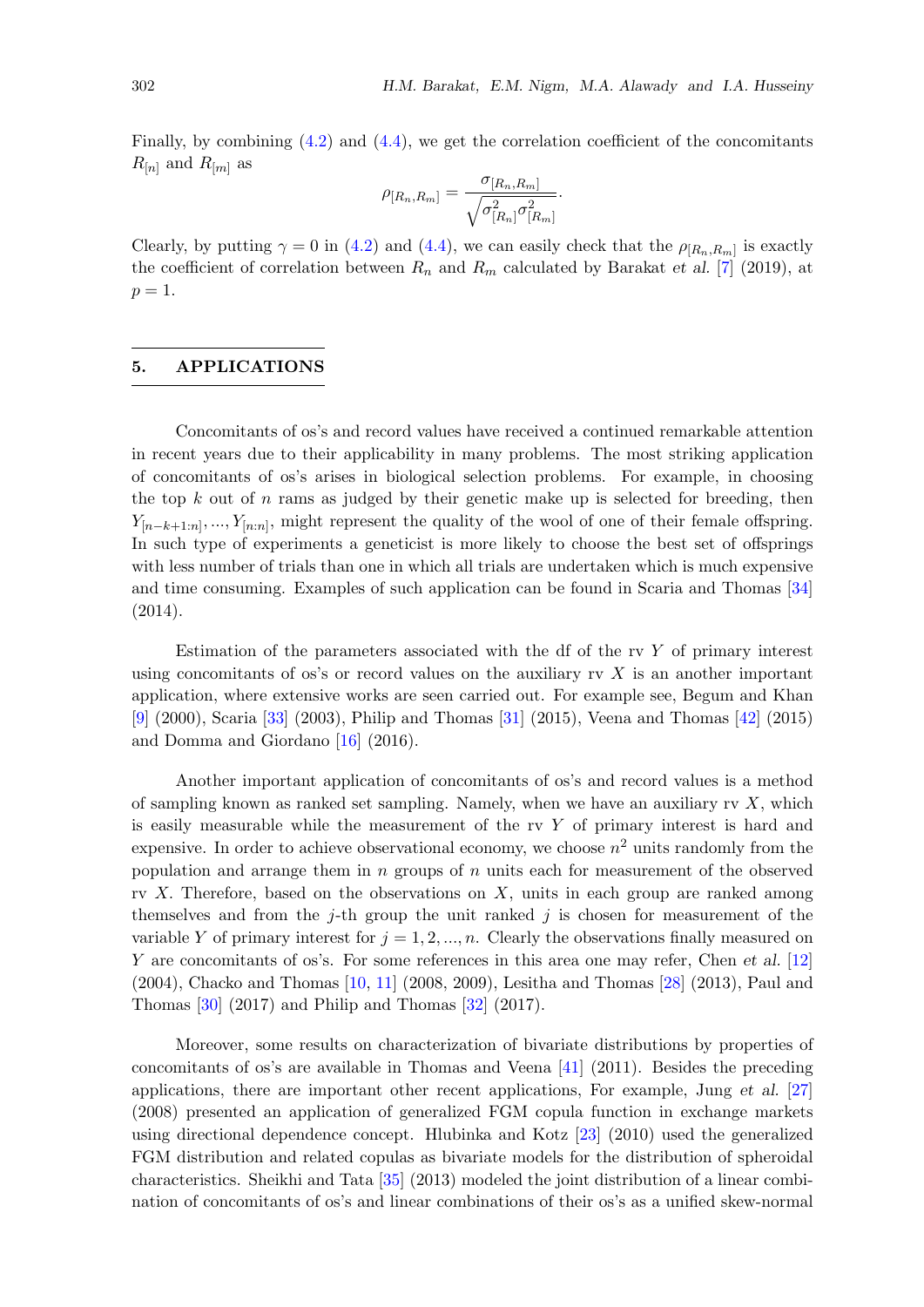Finally, by combining (4.2) and (4.4), we get the correlation coefficient of the concomitants $R_{[n]}$ and $R_{[m]}$ as

$$\rho_{[R_n,R_m]} = \frac{\sigma_{[R_n,R_m]}}{\sqrt{\sigma^2_{[R_n]}\sigma^2_{[R_m]}}}.$$

Clearly, by putting $\gamma = 0$ in (4.2) and (4.4), we can easily check that the $\rho_{[R_n,R_m]}$ is exactly the coefficient of correlation between $R_n$ and $R_m$ calculated by Barakat *et al.* [7] (2019), at $p = 1$.

## 5. APPLICATIONS

Concomitants of os's and record values have received a continued remarkable attention in recent years due to their applicability in many problems. The most striking application of concomitants of os's arises in biological selection problems. For example, in choosing the top $k$ out of $n$ rams as judged by their genetic make up is selected for breeding, then $Y_{[n-k+1:n]}, ..., Y_{[n:n]}$, might represent the quality of the wool of one of their female offspring. In such type of experiments a geneticist is more likely to choose the best set of offsprings with less number of trials than one in which all trials are undertaken which is much expensive and time consuming. Examples of such application can be found in Scaria and Thomas [34] (2014).

Estimation of the parameters associated with the df of the rv $Y$ of primary interest using concomitants of os's or record values on the auxiliary rv $X$ is an another important application, where extensive works are seen carried out. For example see, Begum and Khan [9] (2000), Scaria [33] (2003), Philip and Thomas [31] (2015), Veena and Thomas [42] (2015) and Domma and Giordano [16] (2016).

Another important application of concomitants of os's and record values is a method of sampling known as ranked set sampling. Namely, when we have an auxiliary rv $X$, which is easily measurable while the measurement of the rv $Y$ of primary interest is hard and expensive. In order to achieve observational economy, we choose $n^2$ units randomly from the population and arrange them in $n$ groups of $n$ units each for measurement of the observed rv $X$. Therefore, based on the observations on $X$, units in each group are ranked among themselves and from the $j$-th group the unit ranked $j$ is chosen for measurement of the variable $Y$ of primary interest for $j = 1, 2, ..., n$. Clearly the observations finally measured on $Y$ are concomitants of os's. For some references in this area one may refer, Chen *et al.* [12] (2004), Chacko and Thomas [10, 11] (2008, 2009), Lesitha and Thomas [28] (2013), Paul and Thomas [30] (2017) and Philip and Thomas [32] (2017).

Moreover, some results on characterization of bivariate distributions by properties of concomitants of os's are available in Thomas and Veena [41] (2011). Besides the preceding applications, there are important other recent applications, For example, Jung *et al.* [27] (2008) presented an application of generalized FGM copula function in exchange markets using directional dependence concept. Hlubinka and Kotz [23] (2010) used the generalized FGM distribution and related copulas as bivariate models for the distribution of spheroidal characteristics. Sheikhi and Tata [35] (2013) modeled the joint distribution of a linear combination of concomitants of os's and linear combinations of their os's as a unified skew-normal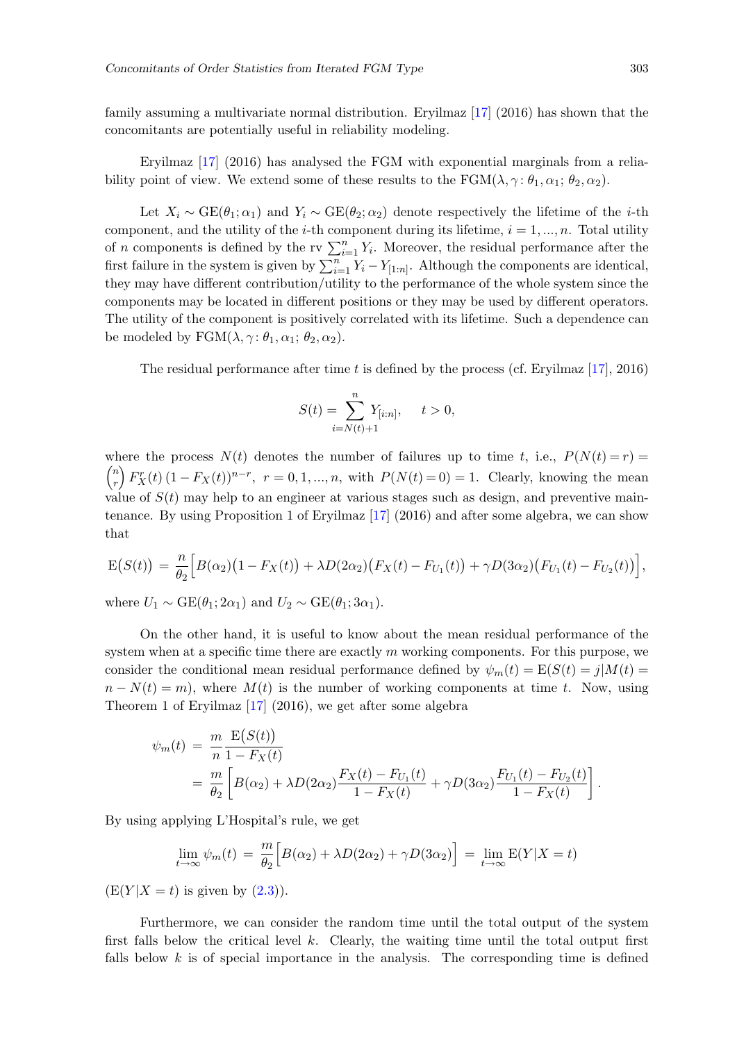family assuming a multivariate normal distribution. Eryilmaz [17] (2016) has shown that the concomitants are potentially useful in reliability modeling.

Eryilmaz [17] (2016) has analysed the FGM with exponential marginals from a reliability point of view. We extend some of these results to the $\mathrm{FGM}(\lambda, \gamma\colon \theta_1, \alpha_1;\, \theta_2, \alpha_2)$.

Let $X_i \sim \mathrm{GE}(\theta_1; \alpha_1)$ and $Y_i \sim \mathrm{GE}(\theta_2; \alpha_2)$ denote respectively the lifetime of the $i$-th component, and the utility of the $i$-th component during its lifetime, $i = 1, ..., n$. Total utility of $n$ components is defined by the rv $\sum_{i=1}^{n} Y_i$. Moreover, the residual performance after the first failure in the system is given by $\sum_{i=1}^{n} Y_i - Y_{[1:n]}$. Although the components are identical, they may have different contribution/utility to the performance of the whole system since the components may be located in different positions or they may be used by different operators. The utility of the component is positively correlated with its lifetime. Such a dependence can be modeled by $\mathrm{FGM}(\lambda, \gamma\colon \theta_1, \alpha_1;\, \theta_2, \alpha_2)$.

The residual performance after time $t$ is defined by the process (cf. Eryilmaz [17], 2016)

$$S(t) = \sum_{i=N(t)+1}^{n} Y_{[i:n]}, \qquad t > 0,$$

where the process $N(t)$ denotes the number of failures up to time $t$, i.e., $P(N(t) = r) = \binom{n}{r} F_X^r(t)\,(1 - F_X(t))^{n-r}$, $r = 0, 1, ..., n$, with $P(N(t) = 0) = 1$. Clearly, knowing the mean value of $S(t)$ may help to an engineer at various stages such as design, and preventive maintenance. By using Proposition 1 of Eryilmaz [17] (2016) and after some algebra, we can show that

$$\mathrm{E}\big(S(t)\big) \,=\, \frac{n}{\theta_2}\Big[B(\alpha_2)\big(1 - F_X(t)\big) + \lambda D(2\alpha_2)\big(F_X(t) - F_{U_1}(t)\big) + \gamma D(3\alpha_2)\big(F_{U_1}(t) - F_{U_2}(t)\big)\Big],$$

where $U_1 \sim \mathrm{GE}(\theta_1; 2\alpha_1)$ and $U_2 \sim \mathrm{GE}(\theta_1; 3\alpha_1)$.

On the other hand, it is useful to know about the mean residual performance of the system when at a specific time there are exactly $m$ working components. For this purpose, we consider the conditional mean residual performance defined by $\psi_m(t) = \mathrm{E}(S(t) = j | M(t) = n - N(t) = m)$, where $M(t)$ is the number of working components at time $t$. Now, using Theorem 1 of Eryilmaz [17] (2016), we get after some algebra

$$\begin{aligned}
\psi_m(t) \,&=\, \frac{m}{n}\frac{\mathrm{E}\big(S(t)\big)}{1 - F_X(t)} \\
&=\, \frac{m}{\theta_2}\left[B(\alpha_2) + \lambda D(2\alpha_2)\frac{F_X(t) - F_{U_1}(t)}{1 - F_X(t)} + \gamma D(3\alpha_2)\frac{F_{U_1}(t) - F_{U_2}(t)}{1 - F_X(t)}\right].
\end{aligned}$$

By using applying L'Hospital's rule, we get

$$\lim_{t\to\infty} \psi_m(t) \,=\, \frac{m}{\theta_2}\Big[B(\alpha_2) + \lambda D(2\alpha_2) + \gamma D(3\alpha_2)\Big] \,=\, \lim_{t\to\infty} \mathrm{E}(Y|X = t)$$

($\mathrm{E}(Y|X = t)$ is given by (2.3)).

Furthermore, we can consider the random time until the total output of the system first falls below the critical level $k$. Clearly, the waiting time until the total output first falls below $k$ is of special importance in the analysis. The corresponding time is defined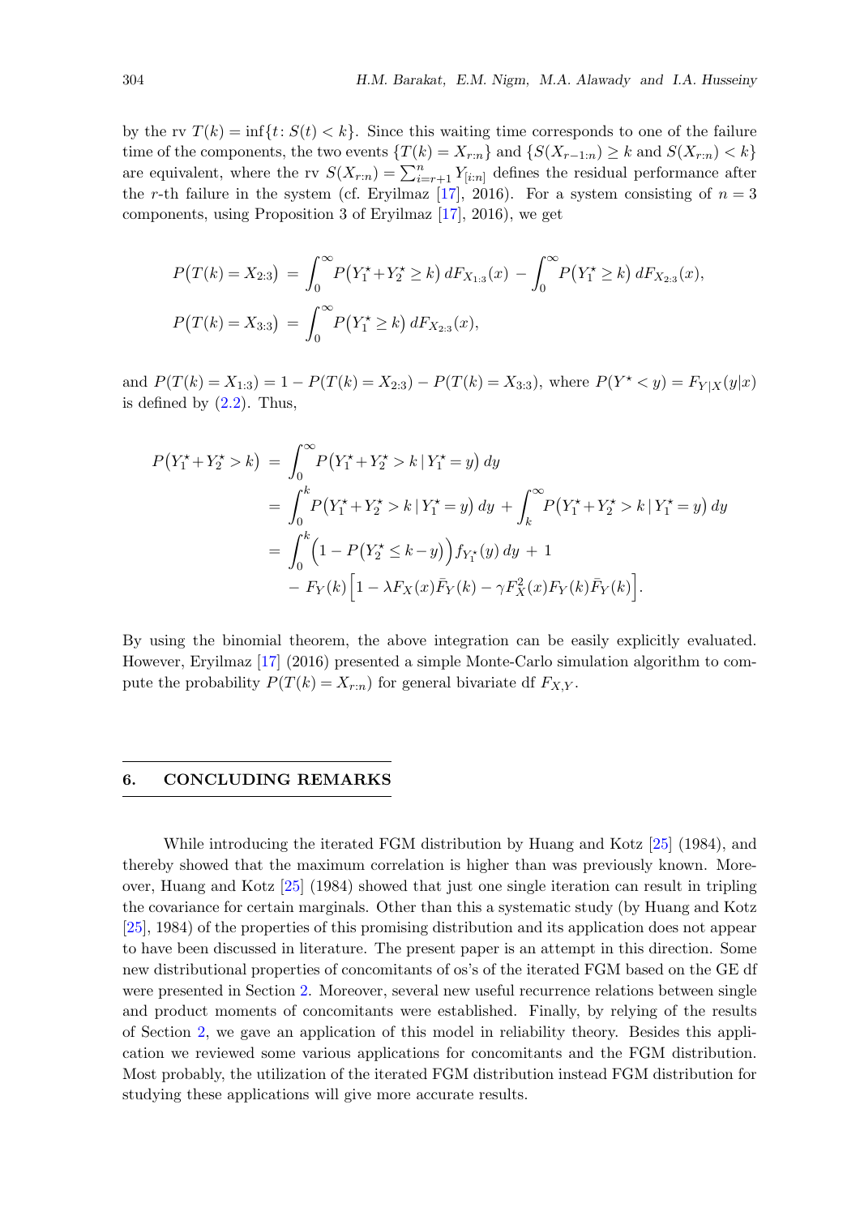by the rv $T(k) = \inf\{t \colon S(t) < k\}$. Since this waiting time corresponds to one of the failure time of the components, the two events $\{T(k) = X_{r:n}\}$ and $\{S(X_{r-1:n}) \geq k$ and $S(X_{r:n}) < k\}$ are equivalent, where the rv $S(X_{r:n}) = \sum_{i=r+1}^{n} Y_{[i:n]}$ defines the residual performance after the $r$-th failure in the system (cf. Eryilmaz [17], 2016). For a system consisting of $n = 3$ components, using Proposition 3 of Eryilmaz [17], 2016), we get

$$
\begin{aligned}
P\big(T(k) = X_{2:3}\big) &= \int_0^\infty P\big(Y_1^\star + Y_2^\star \geq k\big)\, dF_{X_{1:3}}(x) - \int_0^\infty P\big(Y_1^\star \geq k\big)\, dF_{X_{2:3}}(x), \\
P\big(T(k) = X_{3:3}\big) &= \int_0^\infty P\big(Y_1^\star \geq k\big)\, dF_{X_{2:3}}(x),
\end{aligned}
$$

and $P(T(k) = X_{1:3}) = 1 - P(T(k) = X_{2:3}) - P(T(k) = X_{3:3})$, where $P(Y^\star < y) = F_{Y|X}(y|x)$ is defined by (2.2). Thus,

$$
\begin{aligned}
P\big(Y_1^\star + Y_2^\star > k\big) &= \int_0^\infty P\big(Y_1^\star + Y_2^\star > k \,|\, Y_1^\star = y\big)\, dy \\
&= \int_0^k P\big(Y_1^\star + Y_2^\star > k \,|\, Y_1^\star = y\big)\, dy + \int_k^\infty P\big(Y_1^\star + Y_2^\star > k \,|\, Y_1^\star = y\big)\, dy \\
&= \int_0^k \Big(1 - P\big(Y_2^\star \leq k - y\big)\Big) f_{Y_1^\star}(y)\, dy + 1 \\
&\quad - F_Y(k)\Big[1 - \lambda F_X(x)\bar{F}_Y(k) - \gamma F_X^2(x) F_Y(k)\bar{F}_Y(k)\Big].
\end{aligned}
$$

By using the binomial theorem, the above integration can be easily explicitly evaluated. However, Eryilmaz [17] (2016) presented a simple Monte-Carlo simulation algorithm to compute the probability $P(T(k) = X_{r:n})$ for general bivariate df $F_{X,Y}$.

## 6. CONCLUDING REMARKS

While introducing the iterated FGM distribution by Huang and Kotz [25] (1984), and thereby showed that the maximum correlation is higher than was previously known. Moreover, Huang and Kotz [25] (1984) showed that just one single iteration can result in tripling the covariance for certain marginals. Other than this a systematic study (by Huang and Kotz [25], 1984) of the properties of this promising distribution and its application does not appear to have been discussed in literature. The present paper is an attempt in this direction. Some new distributional properties of concomitants of os's of the iterated FGM based on the GE df were presented in Section 2. Moreover, several new useful recurrence relations between single and product moments of concomitants were established. Finally, by relying of the results of Section 2, we gave an application of this model in reliability theory. Besides this application we reviewed some various applications for concomitants and the FGM distribution. Most probably, the utilization of the iterated FGM distribution instead FGM distribution for studying these applications will give more accurate results.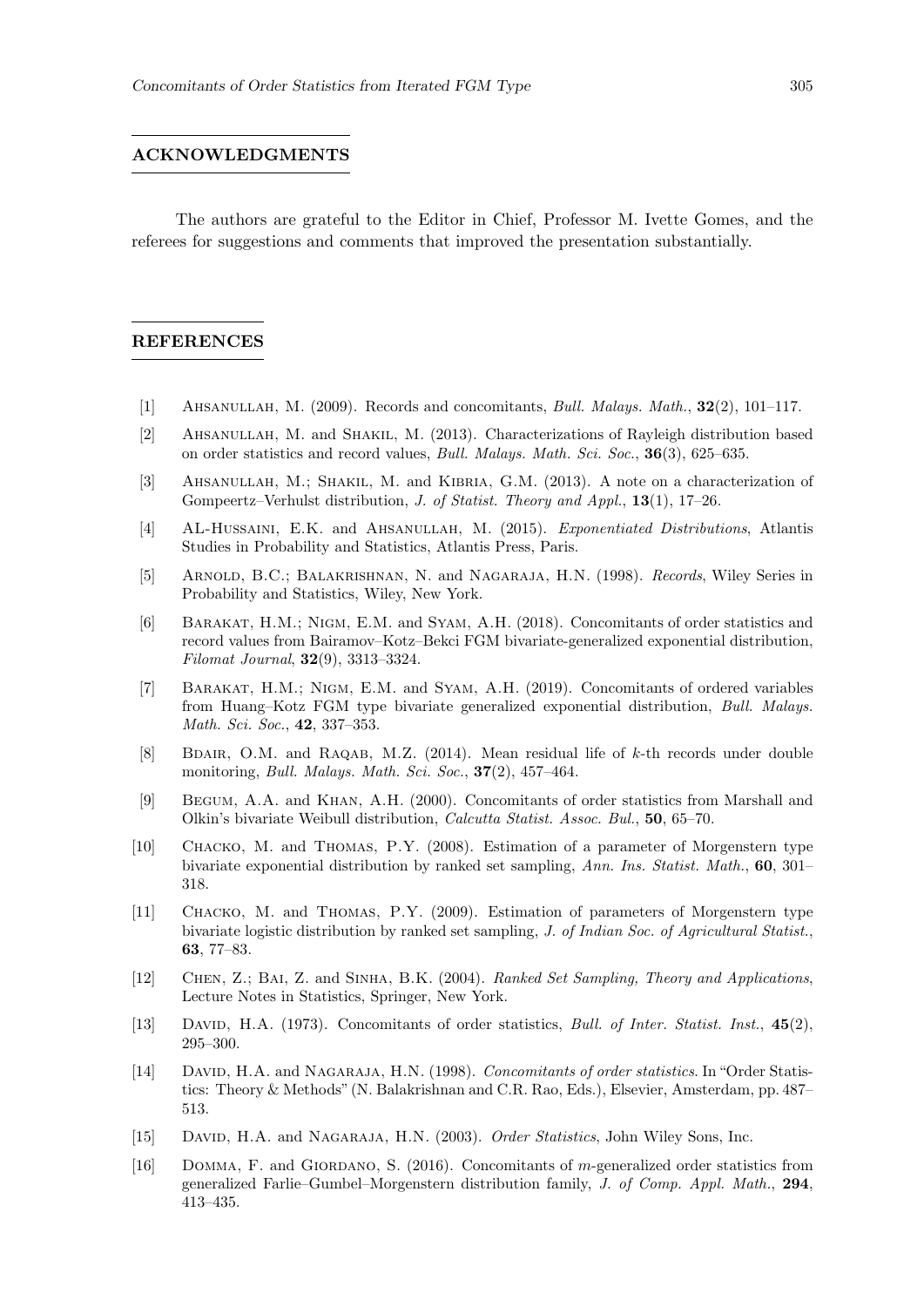## ACKNOWLEDGMENTS

The authors are grateful to the Editor in Chief, Professor M. Ivette Gomes, and the referees for suggestions and comments that improved the presentation substantially.

## REFERENCES

[1] Ahsanullah, M. (2009). Records and concomitants, *Bull. Malays. Math.*, **32**(2), 101–117.

[2] Ahsanullah, M. and Shakil, M. (2013). Characterizations of Rayleigh distribution based on order statistics and record values, *Bull. Malays. Math. Sci. Soc.*, **36**(3), 625–635.

[3] Ahsanullah, M.; Shakil, M. and Kibria, G.M. (2013). A note on a characterization of Gompeertz–Verhulst distribution, *J. of Statist. Theory and Appl.*, **13**(1), 17–26.

[4] AL-Hussaini, E.K. and Ahsanullah, M. (2015). *Exponentiated Distributions*, Atlantis Studies in Probability and Statistics, Atlantis Press, Paris.

[5] Arnold, B.C.; Balakrishnan, N. and Nagaraja, H.N. (1998). *Records*, Wiley Series in Probability and Statistics, Wiley, New York.

[6] Barakat, H.M.; Nigm, E.M. and Syam, A.H. (2018). Concomitants of order statistics and record values from Bairamov–Kotz–Bekci FGM bivariate-generalized exponential distribution, *Filomat Journal*, **32**(9), 3313–3324.

[7] Barakat, H.M.; Nigm, E.M. and Syam, A.H. (2019). Concomitants of ordered variables from Huang–Kotz FGM type bivariate generalized exponential distribution, *Bull. Malays. Math. Sci. Soc.*, **42**, 337–353.

[8] Bdair, O.M. and Raqab, M.Z. (2014). Mean residual life of $k$-th records under double monitoring, *Bull. Malays. Math. Sci. Soc.*, **37**(2), 457–464.

[9] Begum, A.A. and Khan, A.H. (2000). Concomitants of order statistics from Marshall and Olkin's bivariate Weibull distribution, *Calcutta Statist. Assoc. Bul.*, **50**, 65–70.

[10] Chacko, M. and Thomas, P.Y. (2008). Estimation of a parameter of Morgenstern type bivariate exponential distribution by ranked set sampling, *Ann. Ins. Statist. Math.*, **60**, 301–318.

[11] Chacko, M. and Thomas, P.Y. (2009). Estimation of parameters of Morgenstern type bivariate logistic distribution by ranked set sampling, *J. of Indian Soc. of Agricultural Statist.*, **63**, 77–83.

[12] Chen, Z.; Bai, Z. and Sinha, B.K. (2004). *Ranked Set Sampling, Theory and Applications*, Lecture Notes in Statistics, Springer, New York.

[13] David, H.A. (1973). Concomitants of order statistics, *Bull. of Inter. Statist. Inst.*, **45**(2), 295–300.

[14] David, H.A. and Nagaraja, H.N. (1998). *Concomitants of order statistics*. In "Order Statistics: Theory & Methods" (N. Balakrishnan and C.R. Rao, Eds.), Elsevier, Amsterdam, pp. 487–513.

[15] David, H.A. and Nagaraja, H.N. (2003). *Order Statistics*, John Wiley Sons, Inc.

[16] Domma, F. and Giordano, S. (2016). Concomitants of $m$-generalized order statistics from generalized Farlie–Gumbel–Morgenstern distribution family, *J. of Comp. Appl. Math.*, **294**, 413–435.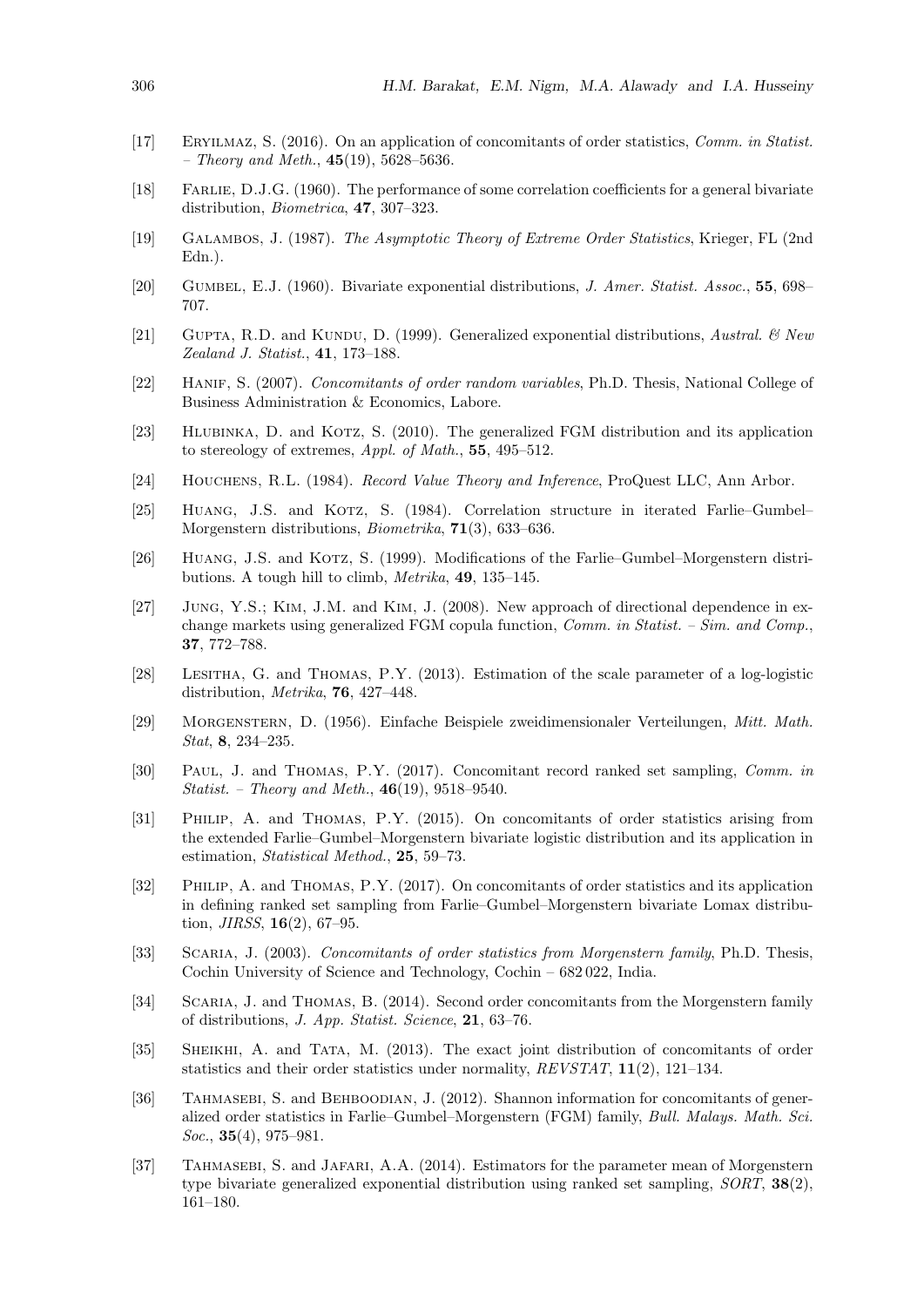[17] Eryilmaz, S. (2016). On an application of concomitants of order statistics, *Comm. in Statist. – Theory and Meth.*, **45**(19), 5628–5636.

[18] Farlie, D.J.G. (1960). The performance of some correlation coefficients for a general bivariate distribution, *Biometrica*, **47**, 307–323.

[19] Galambos, J. (1987). *The Asymptotic Theory of Extreme Order Statistics*, Krieger, FL (2nd Edn.).

[20] Gumbel, E.J. (1960). Bivariate exponential distributions, *J. Amer. Statist. Assoc.*, **55**, 698–707.

[21] Gupta, R.D. and Kundu, D. (1999). Generalized exponential distributions, *Austral. & New Zealand J. Statist.*, **41**, 173–188.

[22] Hanif, S. (2007). *Concomitants of order random variables*, Ph.D. Thesis, National College of Business Administration & Economics, Labore.

[23] Hlubinka, D. and Kotz, S. (2010). The generalized FGM distribution and its application to stereology of extremes, *Appl. of Math.*, **55**, 495–512.

[24] Houchens, R.L. (1984). *Record Value Theory and Inference*, ProQuest LLC, Ann Arbor.

[25] Huang, J.S. and Kotz, S. (1984). Correlation structure in iterated Farlie–Gumbel–Morgenstern distributions, *Biometrika*, **71**(3), 633–636.

[26] Huang, J.S. and Kotz, S. (1999). Modifications of the Farlie–Gumbel–Morgenstern distributions. A tough hill to climb, *Metrika*, **49**, 135–145.

[27] Jung, Y.S.; Kim, J.M. and Kim, J. (2008). New approach of directional dependence in exchange markets using generalized FGM copula function, *Comm. in Statist. – Sim. and Comp.*, **37**, 772–788.

[28] Lesitha, G. and Thomas, P.Y. (2013). Estimation of the scale parameter of a log-logistic distribution, *Metrika*, **76**, 427–448.

[29] Morgenstern, D. (1956). Einfache Beispiele zweidimensionaler Verteilungen, *Mitt. Math. Stat*, **8**, 234–235.

[30] Paul, J. and Thomas, P.Y. (2017). Concomitant record ranked set sampling, *Comm. in Statist. – Theory and Meth.*, **46**(19), 9518–9540.

[31] Philip, A. and Thomas, P.Y. (2015). On concomitants of order statistics arising from the extended Farlie–Gumbel–Morgenstern bivariate logistic distribution and its application in estimation, *Statistical Method.*, **25**, 59–73.

[32] Philip, A. and Thomas, P.Y. (2017). On concomitants of order statistics and its application in defining ranked set sampling from Farlie–Gumbel–Morgenstern bivariate Lomax distribution, *JIRSS*, **16**(2), 67–95.

[33] Scaria, J. (2003). *Concomitants of order statistics from Morgenstern family*, Ph.D. Thesis, Cochin University of Science and Technology, Cochin – 682 022, India.

[34] Scaria, J. and Thomas, B. (2014). Second order concomitants from the Morgenstern family of distributions, *J. App. Statist. Science*, **21**, 63–76.

[35] Sheikhi, A. and Tata, M. (2013). The exact joint distribution of concomitants of order statistics and their order statistics under normality, *REVSTAT*, **11**(2), 121–134.

[36] Tahmasebi, S. and Behboodian, J. (2012). Shannon information for concomitants of generalized order statistics in Farlie–Gumbel–Morgenstern (FGM) family, *Bull. Malays. Math. Sci. Soc.*, **35**(4), 975–981.

[37] Tahmasebi, S. and Jafari, A.A. (2014). Estimators for the parameter mean of Morgenstern type bivariate generalized exponential distribution using ranked set sampling, *SORT*, **38**(2), 161–180.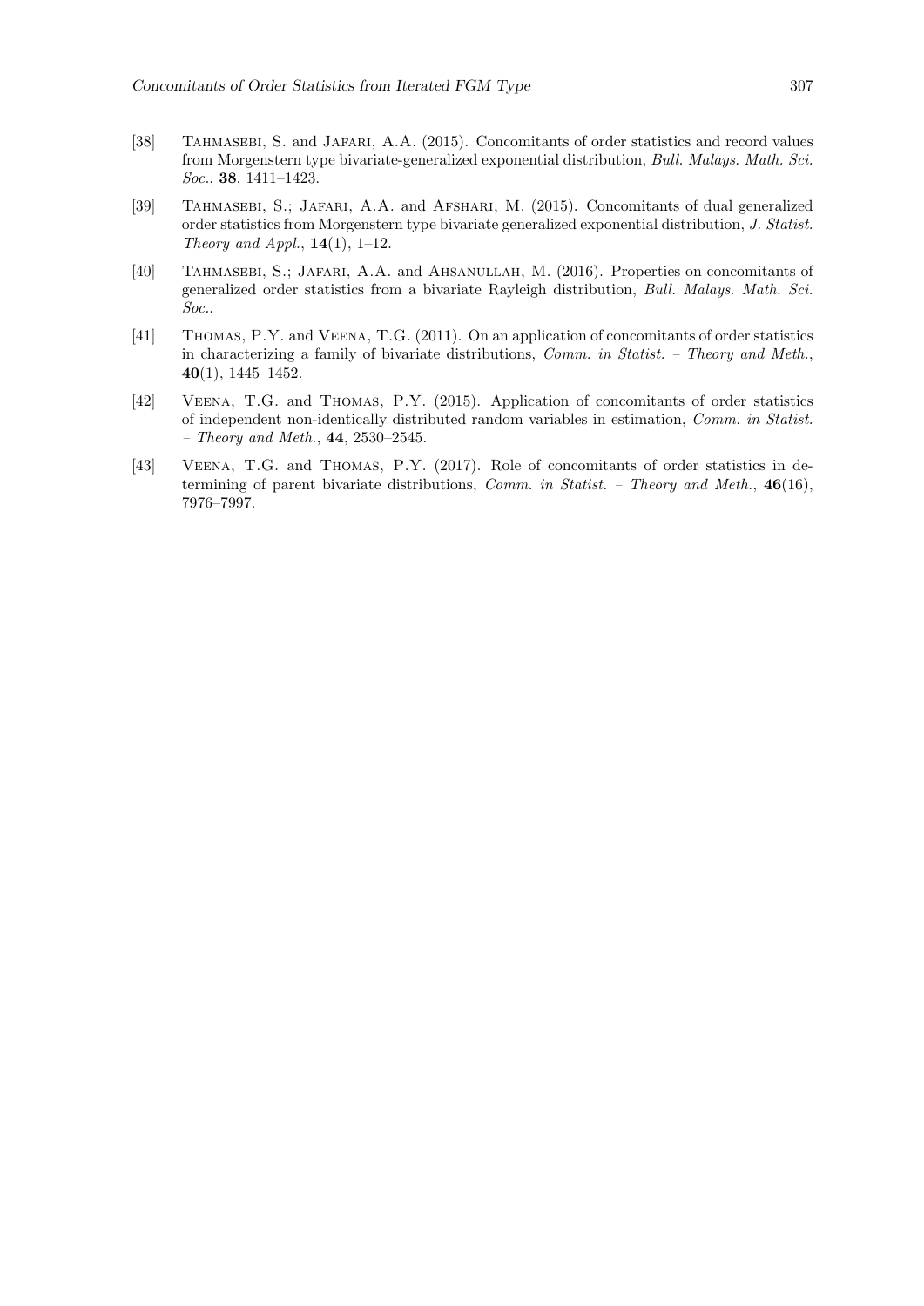[38] Tahmasebi, S. and Jafari, A.A. (2015). Concomitants of order statistics and record values from Morgenstern type bivariate-generalized exponential distribution, *Bull. Malays. Math. Sci. Soc.*, **38**, 1411–1423.

[39] Tahmasebi, S.; Jafari, A.A. and Afshari, M. (2015). Concomitants of dual generalized order statistics from Morgenstern type bivariate generalized exponential distribution, *J. Statist. Theory and Appl.*, **14**(1), 1–12.

[40] Tahmasebi, S.; Jafari, A.A. and Ahsanullah, M. (2016). Properties on concomitants of generalized order statistics from a bivariate Rayleigh distribution, *Bull. Malays. Math. Sci. Soc.*.

[41] Thomas, P.Y. and Veena, T.G. (2011). On an application of concomitants of order statistics in characterizing a family of bivariate distributions, *Comm. in Statist. – Theory and Meth.*, **40**(1), 1445–1452.

[42] Veena, T.G. and Thomas, P.Y. (2015). Application of concomitants of order statistics of independent non-identically distributed random variables in estimation, *Comm. in Statist. – Theory and Meth.*, **44**, 2530–2545.

[43] Veena, T.G. and Thomas, P.Y. (2017). Role of concomitants of order statistics in determining of parent bivariate distributions, *Comm. in Statist. – Theory and Meth.*, **46**(16), 7976–7997.